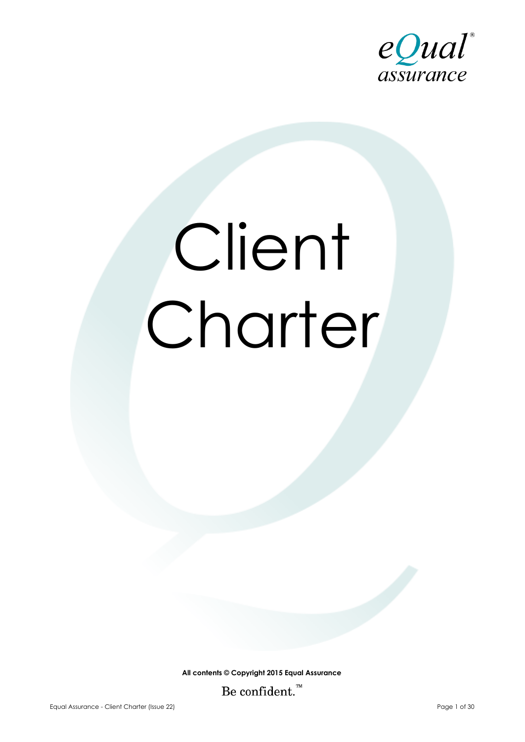eQual®
assurance

# Client Charter

**All contents © Copyright 2015 Equal Assurance**

Be confident.™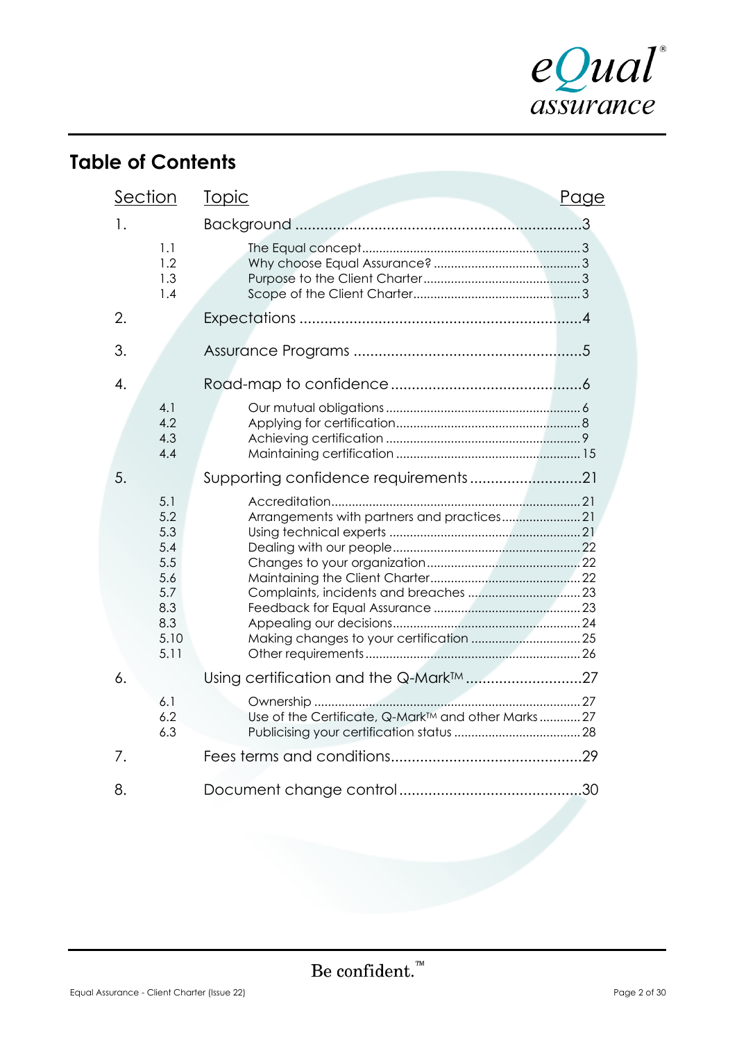# Table of Contents

| Section | Topic | Page |
|---|---|---|
| 1. | Background | 3 |
| 1.1 | The Equal concept | 3 |
| 1.2 | Why choose Equal Assurance? | 3 |
| 1.3 | Purpose to the Client Charter | 3 |
| 1.4 | Scope of the Client Charter | 3 |
| 2. | Expectations | 4 |
| 3. | Assurance Programs | 5 |
| 4. | Road-map to confidence | 6 |
| 4.1 | Our mutual obligations | 6 |
| 4.2 | Applying for certification | 8 |
| 4.3 | Achieving certification | 9 |
| 4.4 | Maintaining certification | 15 |
| 5. | Supporting confidence requirements | 21 |
| 5.1 | Accreditation | 21 |
| 5.2 | Arrangements with partners and practices | 21 |
| 5.3 | Using technical experts | 21 |
| 5.4 | Dealing with our people | 22 |
| 5.5 | Changes to your organization | 22 |
| 5.6 | Maintaining the Client Charter | 22 |
| 5.7 | Complaints, incidents and breaches | 23 |
| 8.3 | Feedback for Equal Assurance | 23 |
| 8.3 | Appealing our decisions | 24 |
| 5.10 | Making changes to your certification | 25 |
| 5.11 | Other requirements | 26 |
| 6. | Using certification and the Q-Mark™ | 27 |
| 6.1 | Ownership | 27 |
| 6.2 | Use of the Certificate, Q-Mark™ and other Marks | 27 |
| 6.3 | Publicising your certification status | 28 |
| 7. | Fees terms and conditions | 29 |
| 8. | Document change control | 30 |

Be confident.™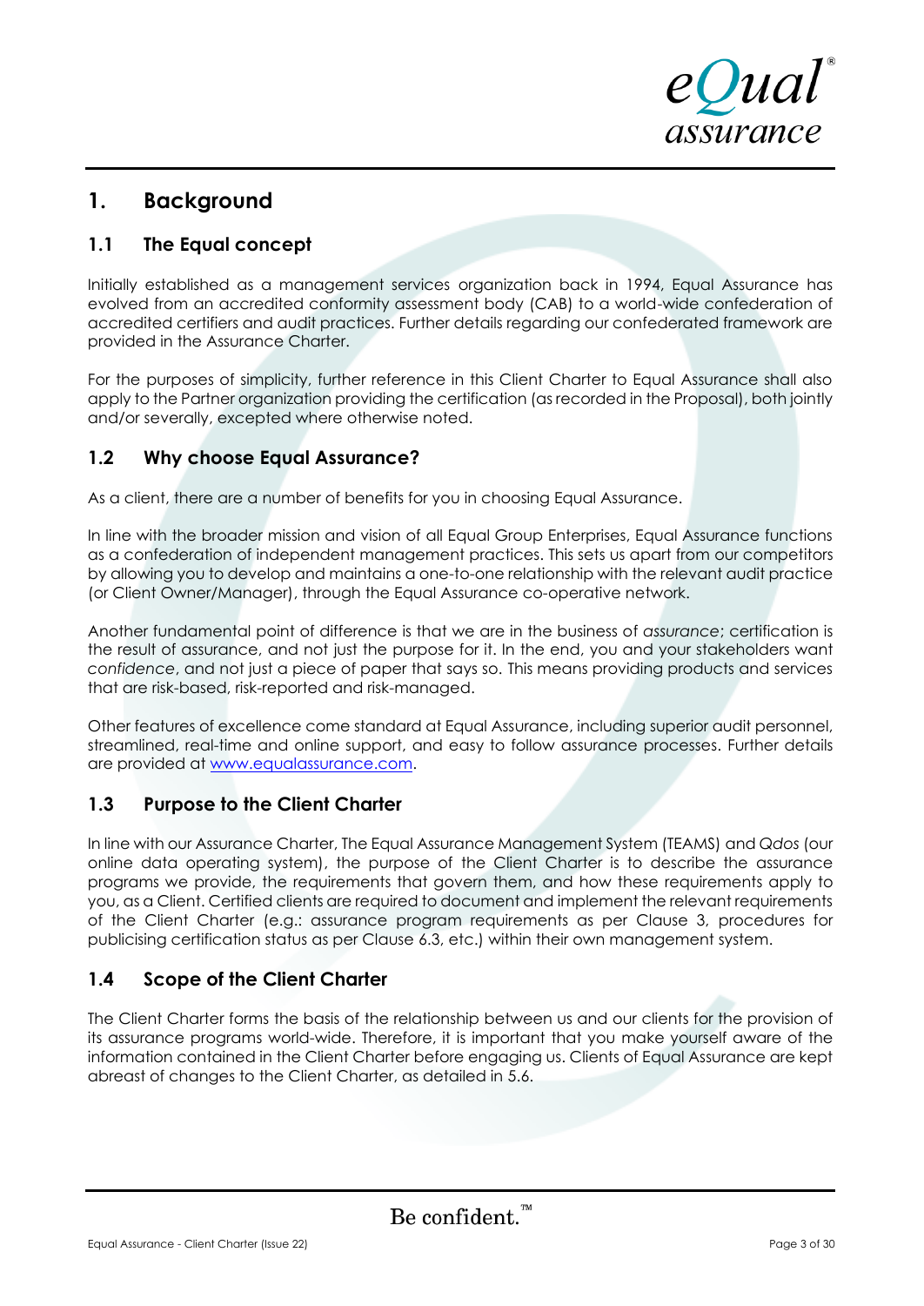# 1. Background

## 1.1 The Equal concept

Initially established as a management services organization back in 1994, Equal Assurance has evolved from an accredited conformity assessment body (CAB) to a world-wide confederation of accredited certifiers and audit practices. Further details regarding our confederated framework are provided in the Assurance Charter.

For the purposes of simplicity, further reference in this Client Charter to Equal Assurance shall also apply to the Partner organization providing the certification (as recorded in the Proposal), both jointly and/or severally, excepted where otherwise noted.

## 1.2 Why choose Equal Assurance?

As a client, there are a number of benefits for you in choosing Equal Assurance.

In line with the broader mission and vision of all Equal Group Enterprises, Equal Assurance functions as a confederation of independent management practices. This sets us apart from our competitors by allowing you to develop and maintains a one-to-one relationship with the relevant audit practice (or Client Owner/Manager), through the Equal Assurance co-operative network.

Another fundamental point of difference is that we are in the business of *assurance*; certification is the result of assurance, and not just the purpose for it. In the end, you and your stakeholders want *confidence*, and not just a piece of paper that says so. This means providing products and services that are risk-based, risk-reported and risk-managed.

Other features of excellence come standard at Equal Assurance, including superior audit personnel, streamlined, real-time and online support, and easy to follow assurance processes. Further details are provided at [www.equalassurance.com](www.equalassurance.com).

## 1.3 Purpose to the Client Charter

In line with our Assurance Charter, The Equal Assurance Management System (TEAMS) and *Qdos* (our online data operating system), the purpose of the Client Charter is to describe the assurance programs we provide, the requirements that govern them, and how these requirements apply to you, as a Client. Certified clients are required to document and implement the relevant requirements of the Client Charter (e.g.: assurance program requirements as per Clause 3, procedures for publicising certification status as per Clause 6.3, etc.) within their own management system.

## 1.4 Scope of the Client Charter

The Client Charter forms the basis of the relationship between us and our clients for the provision of its assurance programs world-wide. Therefore, it is important that you make yourself aware of the information contained in the Client Charter before engaging us. Clients of Equal Assurance are kept abreast of changes to the Client Charter, as detailed in 5.6.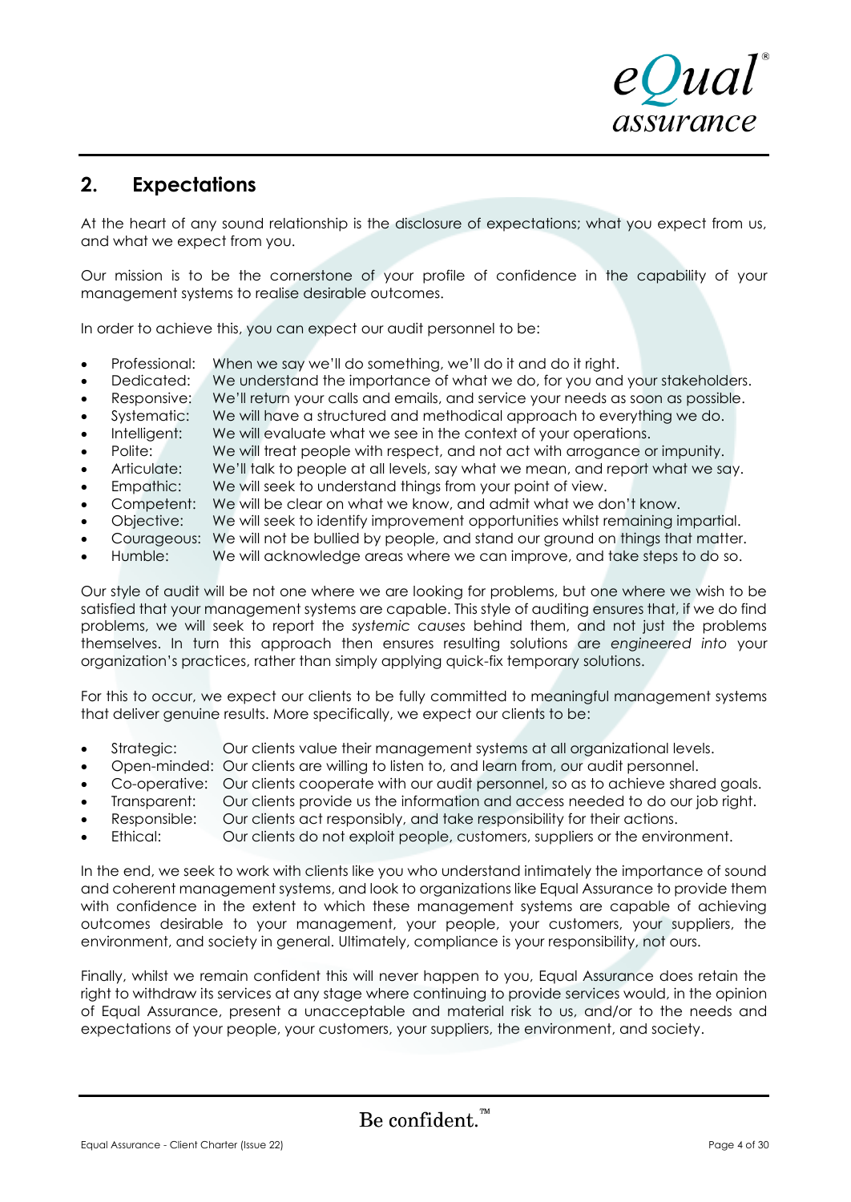## 2. Expectations

At the heart of any sound relationship is the disclosure of expectations; what you expect from us, and what we expect from you.

Our mission is to be the cornerstone of your profile of confidence in the capability of your management systems to realise desirable outcomes.

In order to achieve this, you can expect our audit personnel to be:

- Professional: When we say we'll do something, we'll do it and do it right.
- Dedicated: We understand the importance of what we do, for you and your stakeholders.
- Responsive: We'll return your calls and emails, and service your needs as soon as possible.
- Systematic: We will have a structured and methodical approach to everything we do.
- Intelligent: We will evaluate what we see in the context of your operations.
- Polite: We will treat people with respect, and not act with arrogance or impunity.
- Articulate: We'll talk to people at all levels, say what we mean, and report what we say.
- Empathic: We will seek to understand things from your point of view.
- Competent: We will be clear on what we know, and admit what we don't know.
- Objective: We will seek to identify improvement opportunities whilst remaining impartial.
- Courageous: We will not be bullied by people, and stand our ground on things that matter.
- Humble: We will acknowledge areas where we can improve, and take steps to do so.

Our style of audit will be not one where we are looking for problems, but one where we wish to be satisfied that your management systems are capable. This style of auditing ensures that, if we do find problems, we will seek to report the *systemic causes* behind them, and not just the problems themselves. In turn this approach then ensures resulting solutions are *engineered into* your organization's practices, rather than simply applying quick-fix temporary solutions.

For this to occur, we expect our clients to be fully committed to meaningful management systems that deliver genuine results. More specifically, we expect our clients to be:

- Strategic: Our clients value their management systems at all organizational levels.
- Open-minded: Our clients are willing to listen to, and learn from, our audit personnel.
- Co-operative: Our clients cooperate with our audit personnel, so as to achieve shared goals.
- Transparent: Our clients provide us the information and access needed to do our job right.
- Responsible: Our clients act responsibly, and take responsibility for their actions.
- Ethical: Our clients do not exploit people, customers, suppliers or the environment.

In the end, we seek to work with clients like you who understand intimately the importance of sound and coherent management systems, and look to organizations like Equal Assurance to provide them with confidence in the extent to which these management systems are capable of achieving outcomes desirable to your management, your people, your customers, your suppliers, the environment, and society in general. Ultimately, compliance is your responsibility, not ours.

Finally, whilst we remain confident this will never happen to you, Equal Assurance does retain the right to withdraw its services at any stage where continuing to provide services would, in the opinion of Equal Assurance, present a unacceptable and material risk to us, and/or to the needs and expectations of your people, your customers, your suppliers, the environment, and society.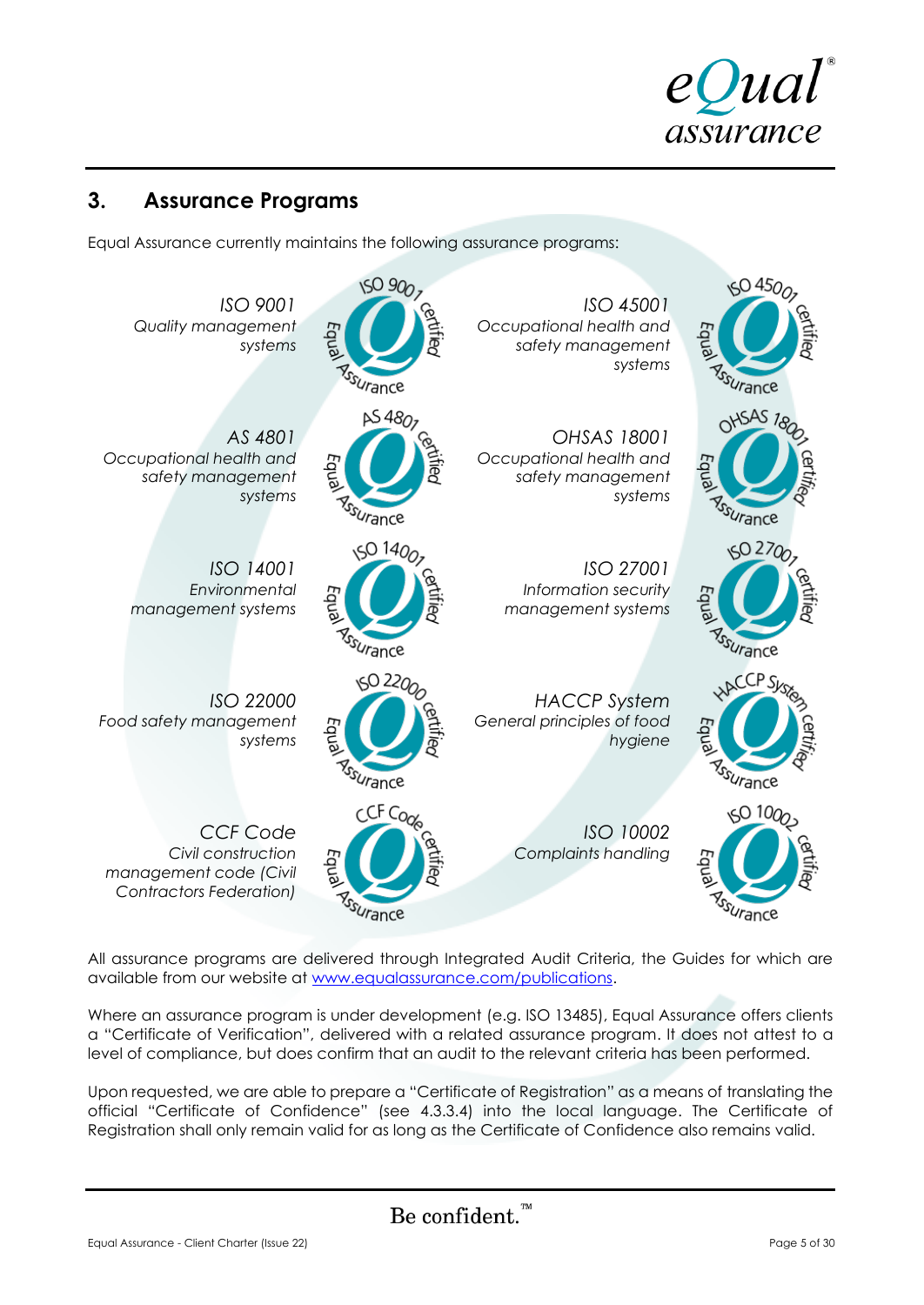## 3. Assurance Programs

Equal Assurance currently maintains the following assurance programs:

*ISO 9001*
*Quality management systems*

*ISO 45001*
*Occupational health and safety management systems*

*AS 4801*
*Occupational health and safety management systems*

*OHSAS 18001*
*Occupational health and safety management systems*

*ISO 14001*
*Environmental management systems*

*ISO 27001*
*Information security management systems*

*ISO 22000*
*Food safety management systems*

*HACCP System*
*General principles of food hygiene*

*CCF Code*
*Civil construction management code (Civil Contractors Federation)*

*ISO 10002*
*Complaints handling*

All assurance programs are delivered through Integrated Audit Criteria, the Guides for which are available from our website at [www.equalassurance.com/publications](www.equalassurance.com/publications).

Where an assurance program is under development (e.g. ISO 13485), Equal Assurance offers clients a "Certificate of Verification", delivered with a related assurance program. It does not attest to a level of compliance, but does confirm that an audit to the relevant criteria has been performed.

Upon requested, we are able to prepare a "Certificate of Registration" as a means of translating the official "Certificate of Confidence" (see 4.3.3.4) into the local language. The Certificate of Registration shall only remain valid for as long as the Certificate of Confidence also remains valid.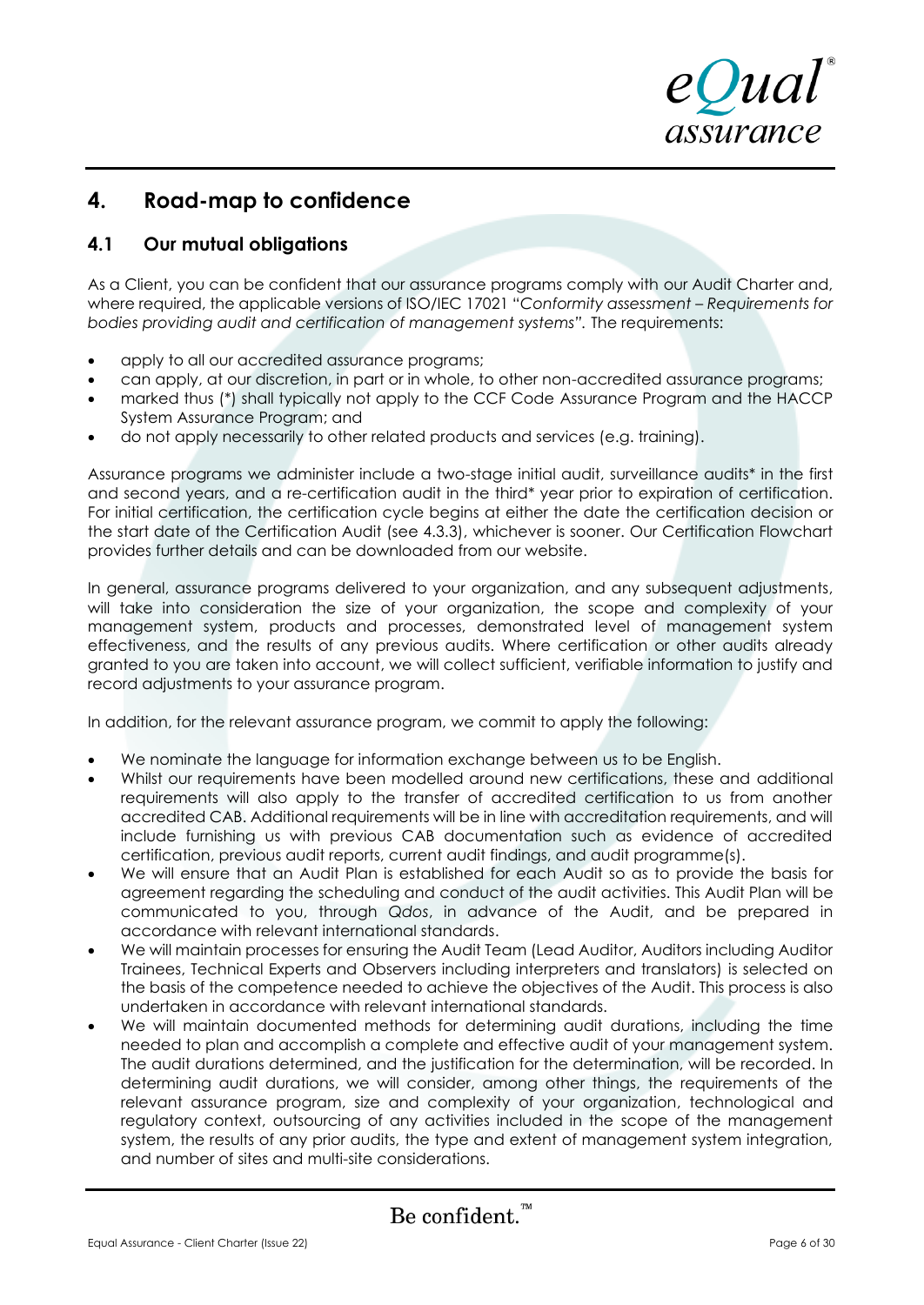## 4. Road-map to confidence

### 4.1 Our mutual obligations

As a Client, you can be confident that our assurance programs comply with our Audit Charter and, where required, the applicable versions of ISO/IEC 17021 "*Conformity assessment – Requirements for bodies providing audit and certification of management systems*". The requirements:

- apply to all our accredited assurance programs;
- can apply, at our discretion, in part or in whole, to other non-accredited assurance programs;
- marked thus (*) shall typically not apply to the CCF Code Assurance Program and the HACCP System Assurance Program; and
- do not apply necessarily to other related products and services (e.g. training).

Assurance programs we administer include a two-stage initial audit, surveillance audits* in the first and second years, and a re-certification audit in the third* year prior to expiration of certification. For initial certification, the certification cycle begins at either the date the certification decision or the start date of the Certification Audit (see 4.3.3), whichever is sooner. Our Certification Flowchart provides further details and can be downloaded from our website.

In general, assurance programs delivered to your organization, and any subsequent adjustments, will take into consideration the size of your organization, the scope and complexity of your management system, products and processes, demonstrated level of management system effectiveness, and the results of any previous audits. Where certification or other audits already granted to you are taken into account, we will collect sufficient, verifiable information to justify and record adjustments to your assurance program.

In addition, for the relevant assurance program, we commit to apply the following:

- We nominate the language for information exchange between us to be English.
- Whilst our requirements have been modelled around new certifications, these and additional requirements will also apply to the transfer of accredited certification to us from another accredited CAB. Additional requirements will be in line with accreditation requirements, and will include furnishing us with previous CAB documentation such as evidence of accredited certification, previous audit reports, current audit findings, and audit programme(s).
- We will ensure that an Audit Plan is established for each Audit so as to provide the basis for agreement regarding the scheduling and conduct of the audit activities. This Audit Plan will be communicated to you, through *Qdos*, in advance of the Audit, and be prepared in accordance with relevant international standards.
- We will maintain processes for ensuring the Audit Team (Lead Auditor, Auditors including Auditor Trainees, Technical Experts and Observers including interpreters and translators) is selected on the basis of the competence needed to achieve the objectives of the Audit. This process is also undertaken in accordance with relevant international standards.
- We will maintain documented methods for determining audit durations, including the time needed to plan and accomplish a complete and effective audit of your management system. The audit durations determined, and the justification for the determination, will be recorded. In determining audit durations, we will consider, among other things, the requirements of the relevant assurance program, size and complexity of your organization, technological and regulatory context, outsourcing of any activities included in the scope of the management system, the results of any prior audits, the type and extent of management system integration, and number of sites and multi-site considerations.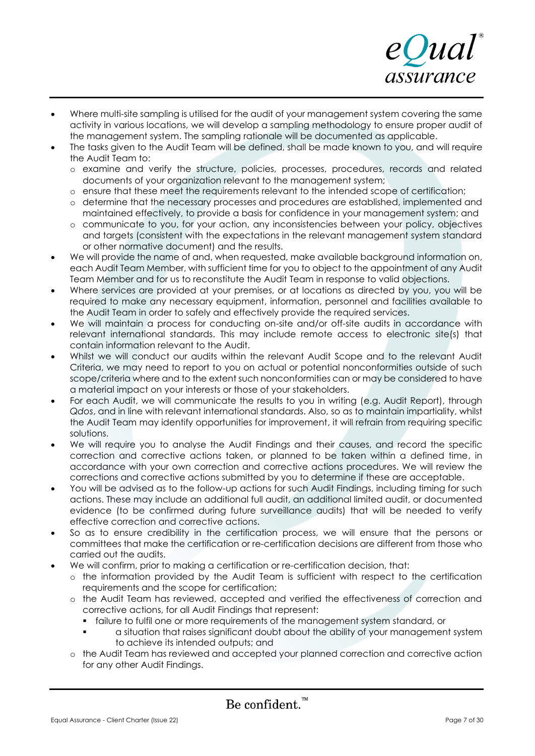- Where multi-site sampling is utilised for the audit of your management system covering the same activity in various locations, we will develop a sampling methodology to ensure proper audit of the management system. The sampling rationale will be documented as applicable.
- The tasks given to the Audit Team will be defined, shall be made known to you, and will require the Audit Team to:
  - examine and verify the structure, policies, processes, procedures, records and related documents of your organization relevant to the management system;
  - ensure that these meet the requirements relevant to the intended scope of certification;
  - determine that the necessary processes and procedures are established, implemented and maintained effectively, to provide a basis for confidence in your management system; and
  - communicate to you, for your action, any inconsistencies between your policy, objectives and targets (consistent with the expectations in the relevant management system standard or other normative document) and the results.
- We will provide the name of and, when requested, make available background information on, each Audit Team Member, with sufficient time for you to object to the appointment of any Audit Team Member and for us to reconstitute the Audit Team in response to valid objections.
- Where services are provided at your premises, or at locations as directed by you, you will be required to make any necessary equipment, information, personnel and facilities available to the Audit Team in order to safely and effectively provide the required services.
- We will maintain a process for conducting on-site and/or off-site audits in accordance with relevant international standards. This may include remote access to electronic site(s) that contain information relevant to the Audit.
- Whilst we will conduct our audits within the relevant Audit Scope and to the relevant Audit Criteria, we may need to report to you on actual or potential nonconformities outside of such scope/criteria where and to the extent such nonconformities can or may be considered to have a material impact on your interests or those of your stakeholders.
- For each Audit, we will communicate the results to you in writing (e.g. Audit Report), through *Qdos*, and in line with relevant international standards. Also, so as to maintain impartiality, whilst the Audit Team may identify opportunities for improvement, it will refrain from requiring specific solutions.
- We will require you to analyse the Audit Findings and their causes, and record the specific correction and corrective actions taken, or planned to be taken within a defined time, in accordance with your own correction and corrective actions procedures. We will review the corrections and corrective actions submitted by you to determine if these are acceptable.
- You will be advised as to the follow-up actions for such Audit Findings, including timing for such actions. These may include an additional full audit, an additional limited audit, or documented evidence (to be confirmed during future surveillance audits) that will be needed to verify effective correction and corrective actions.
- So as to ensure credibility in the certification process, we will ensure that the persons or committees that make the certification or re-certification decisions are different from those who carried out the audits.
- We will confirm, prior to making a certification or re-certification decision, that:
  - the information provided by the Audit Team is sufficient with respect to the certification requirements and the scope for certification;
  - the Audit Team has reviewed, accepted and verified the effectiveness of correction and corrective actions, for all Audit Findings that represent:
    - failure to fulfil one or more requirements of the management system standard, or
    - a situation that raises significant doubt about the ability of your management system to achieve its intended outputs; and
  - the Audit Team has reviewed and accepted your planned correction and corrective action for any other Audit Findings.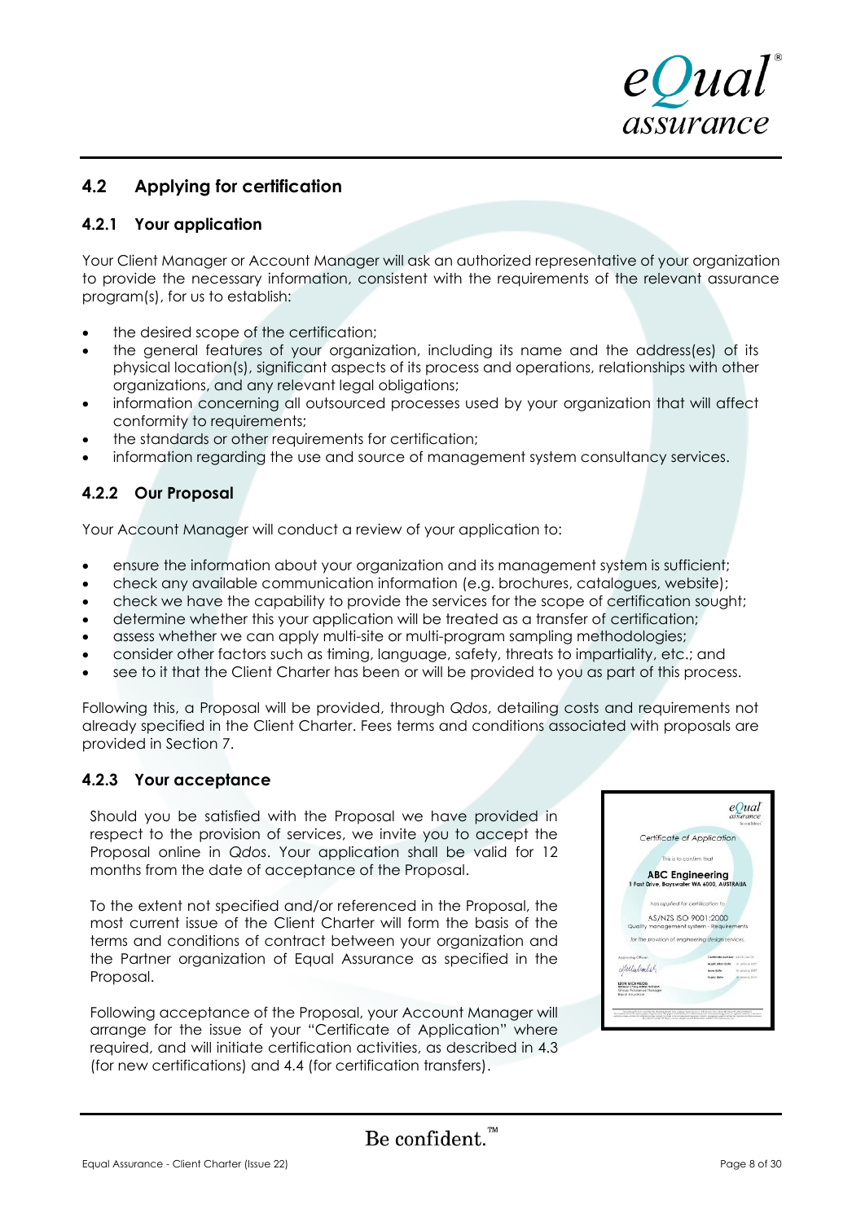## 4.2 Applying for certification

### 4.2.1 Your application

Your Client Manager or Account Manager will ask an authorized representative of your organization to provide the necessary information, consistent with the requirements of the relevant assurance program(s), for us to establish:

- the desired scope of the certification;
- the general features of your organization, including its name and the address(es) of its physical location(s), significant aspects of its process and operations, relationships with other organizations, and any relevant legal obligations;
- information concerning all outsourced processes used by your organization that will affect conformity to requirements;
- the standards or other requirements for certification;
- information regarding the use and source of management system consultancy services.

### 4.2.2 Our Proposal

Your Account Manager will conduct a review of your application to:

- ensure the information about your organization and its management system is sufficient;
- check any available communication information (e.g. brochures, catalogues, website);
- check we have the capability to provide the services for the scope of certification sought;
- determine whether this your application will be treated as a transfer of certification;
- assess whether we can apply multi-site or multi-program sampling methodologies;
- consider other factors such as timing, language, safety, threats to impartiality, etc.; and
- see to it that the Client Charter has been or will be provided to you as part of this process.

Following this, a Proposal will be provided, through *Qdos*, detailing costs and requirements not already specified in the Client Charter. Fees terms and conditions associated with proposals are provided in Section 7.

### 4.2.3 Your acceptance

Should you be satisfied with the Proposal we have provided in respect to the provision of services, we invite you to accept the Proposal online in *Qdos*. Your application shall be valid for 12 months from the date of acceptance of the Proposal.

To the extent not specified and/or referenced in the Proposal, the most current issue of the Client Charter will form the basis of the terms and conditions of contract between your organization and the Partner organization of Equal Assurance as specified in the Proposal.

Following acceptance of the Proposal, your Account Manager will arrange for the issue of your "Certificate of Application" where required, and will initiate certification activities, as described in 4.3 (for new certifications) and 4.4 (for certification transfers).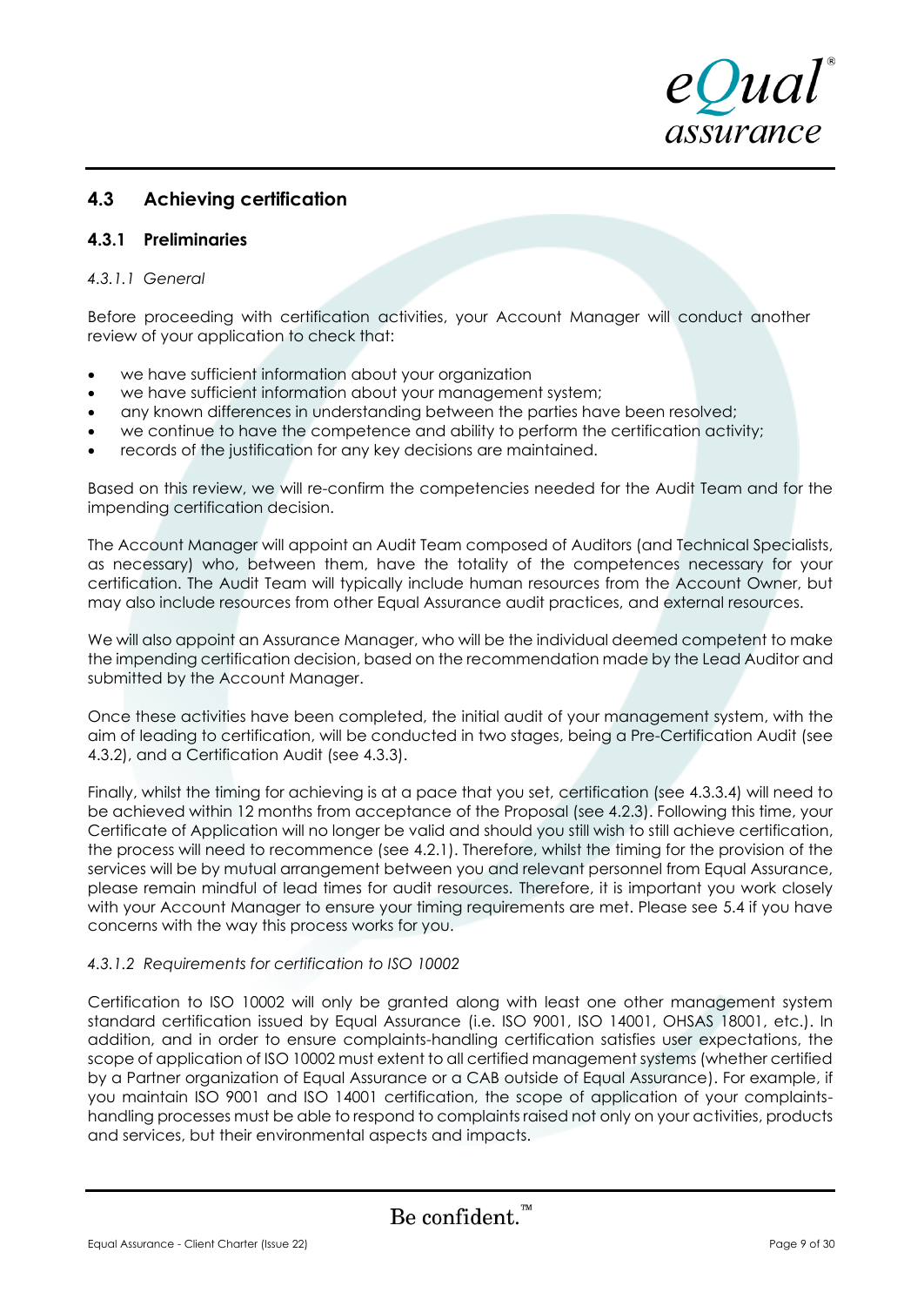## 4.3 Achieving certification

### 4.3.1 Preliminaries

*4.3.1.1 General*

Before proceeding with certification activities, your Account Manager will conduct another review of your application to check that:

- we have sufficient information about your organization
- we have sufficient information about your management system;
- any known differences in understanding between the parties have been resolved;
- we continue to have the competence and ability to perform the certification activity;
- records of the justification for any key decisions are maintained.

Based on this review, we will re-confirm the competencies needed for the Audit Team and for the impending certification decision.

The Account Manager will appoint an Audit Team composed of Auditors (and Technical Specialists, as necessary) who, between them, have the totality of the competences necessary for your certification. The Audit Team will typically include human resources from the Account Owner, but may also include resources from other Equal Assurance audit practices, and external resources.

We will also appoint an Assurance Manager, who will be the individual deemed competent to make the impending certification decision, based on the recommendation made by the Lead Auditor and submitted by the Account Manager.

Once these activities have been completed, the initial audit of your management system, with the aim of leading to certification, will be conducted in two stages, being a Pre-Certification Audit (see 4.3.2), and a Certification Audit (see 4.3.3).

Finally, whilst the timing for achieving is at a pace that you set, certification (see 4.3.3.4) will need to be achieved within 12 months from acceptance of the Proposal (see 4.2.3). Following this time, your Certificate of Application will no longer be valid and should you still wish to still achieve certification, the process will need to recommence (see 4.2.1). Therefore, whilst the timing for the provision of the services will be by mutual arrangement between you and relevant personnel from Equal Assurance, please remain mindful of lead times for audit resources. Therefore, it is important you work closely with your Account Manager to ensure your timing requirements are met. Please see 5.4 if you have concerns with the way this process works for you.

*4.3.1.2 Requirements for certification to ISO 10002*

Certification to ISO 10002 will only be granted along with least one other management system standard certification issued by Equal Assurance (i.e. ISO 9001, ISO 14001, OHSAS 18001, etc.). In addition, and in order to ensure complaints-handling certification satisfies user expectations, the scope of application of ISO 10002 must extent to all certified management systems (whether certified by a Partner organization of Equal Assurance or a CAB outside of Equal Assurance). For example, if you maintain ISO 9001 and ISO 14001 certification, the scope of application of your complaints-handling processes must be able to respond to complaints raised not only on your activities, products and services, but their environmental aspects and impacts.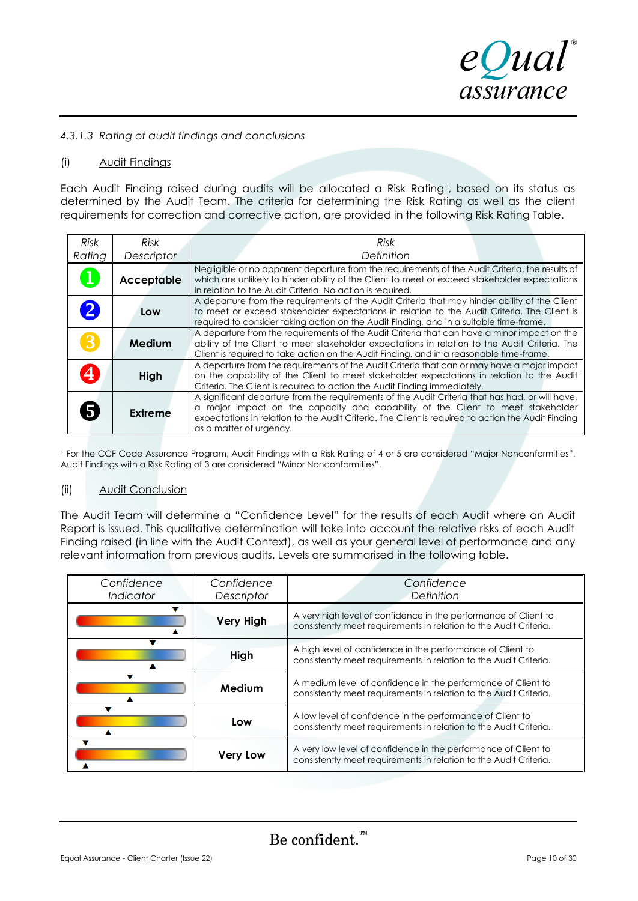*4.3.1.3 Rating of audit findings and conclusions*

(i) Audit Findings

Each Audit Finding raised during audits will be allocated a Risk Rating†, based on its status as determined by the Audit Team. The criteria for determining the Risk Rating as well as the client requirements for correction and corrective action, are provided in the following Risk Rating Table.

| *Risk Rating* | *Risk Descriptor* | *Risk Definition* |
|---|---|---|
| 1 | **Acceptable** | Negligible or no apparent departure from the requirements of the Audit Criteria, the results of which are unlikely to hinder ability of the Client to meet or exceed stakeholder expectations in relation to the Audit Criteria. No action is required. |
| 2 | **Low** | A departure from the requirements of the Audit Criteria that may hinder ability of the Client to meet or exceed stakeholder expectations in relation to the Audit Criteria. The Client is required to consider taking action on the Audit Finding, and in a suitable time-frame. |
| 3 | **Medium** | A departure from the requirements of the Audit Criteria that can have a minor impact on the ability of the Client to meet stakeholder expectations in relation to the Audit Criteria. The Client is required to take action on the Audit Finding, and in a reasonable time-frame. |
| 4 | **High** | A departure from the requirements of the Audit Criteria that can or may have a major impact on the capability of the Client to meet stakeholder expectations in relation to the Audit Criteria. The Client is required to action the Audit Finding immediately. |
| 5 | **Extreme** | A significant departure from the requirements of the Audit Criteria that has had, or will have, a major impact on the capacity and capability of the Client to meet stakeholder expectations in relation to the Audit Criteria. The Client is required to action the Audit Finding as a matter of urgency. |

† For the CCF Code Assurance Program, Audit Findings with a Risk Rating of 4 or 5 are considered "Major Nonconformities". Audit Findings with a Risk Rating of 3 are considered "Minor Nonconformities".

(ii) Audit Conclusion

The Audit Team will determine a "Confidence Level" for the results of each Audit where an Audit Report is issued. This qualitative determination will take into account the relative risks of each Audit Finding raised (in line with the Audit Context), as well as your general level of performance and any relevant information from previous audits. Levels are summarised in the following table.

| *Confidence Indicator* | *Confidence Descriptor* | *Confidence Definition* |
|---|---|---|
| | **Very High** | A very high level of confidence in the performance of Client to consistently meet requirements in relation to the Audit Criteria. |
| | **High** | A high level of confidence in the performance of Client to consistently meet requirements in relation to the Audit Criteria. |
| | **Medium** | A medium level of confidence in the performance of Client to consistently meet requirements in relation to the Audit Criteria. |
| | **Low** | A low level of confidence in the performance of Client to consistently meet requirements in relation to the Audit Criteria. |
| | **Very Low** | A very low level of confidence in the performance of Client to consistently meet requirements in relation to the Audit Criteria. |

Be confident.™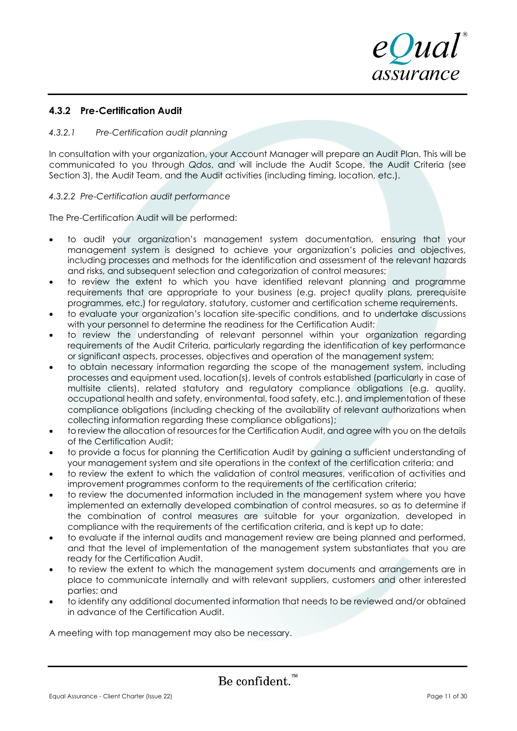### 4.3.2 Pre-Certification Audit

*4.3.2.1 Pre-Certification audit planning*

In consultation with your organization, your Account Manager will prepare an Audit Plan. This will be communicated to you through *Qdos*, and will include the Audit Scope, the Audit Criteria (see Section 3), the Audit Team, and the Audit activities (including timing, location, etc.).

*4.3.2.2 Pre-Certification audit performance*

The Pre-Certification Audit will be performed:

- to audit your organization's management system documentation, ensuring that your management system is designed to achieve your organization's policies and objectives, including processes and methods for the identification and assessment of the relevant hazards and risks, and subsequent selection and categorization of control measures;
- to review the extent to which you have identified relevant planning and programme requirements that are appropriate to your business (e.g. project quality plans, prerequisite programmes, etc.) for regulatory, statutory, customer and certification scheme requirements.
- to evaluate your organization's location site-specific conditions, and to undertake discussions with your personnel to determine the readiness for the Certification Audit;
- to review the understanding of relevant personnel within your organization regarding requirements of the Audit Criteria, particularly regarding the identification of key performance or significant aspects, processes, objectives and operation of the management system;
- to obtain necessary information regarding the scope of the management system, including processes and equipment used, location(s), levels of controls established (particularly in case of multisite clients), related statutory and regulatory compliance obligations (e.g. quality, occupational health and safety, environmental, food safety, etc.), and implementation of these compliance obligations (including checking of the availability of relevant authorizations when collecting information regarding these compliance obligations);
- to review the allocation of resources for the Certification Audit, and agree with you on the details of the Certification Audit;
- to provide a focus for planning the Certification Audit by gaining a sufficient understanding of your management system and site operations in the context of the certification criteria; and
- to review the extent to which the validation of control measures, verification of activities and improvement programmes conform to the requirements of the certification criteria;
- to review the documented information included in the management system where you have implemented an externally developed combination of control measures, so as to determine if the combination of control measures are suitable for your organization, developed in compliance with the requirements of the certification criteria, and is kept up to date;
- to evaluate if the internal audits and management review are being planned and performed, and that the level of implementation of the management system substantiates that you are ready for the Certification Audit.
- to review the extent to which the management system documents and arrangements are in place to communicate internally and with relevant suppliers, customers and other interested parties; and
- to identify any additional documented information that needs to be reviewed and/or obtained in advance of the Certification Audit.

A meeting with top management may also be necessary.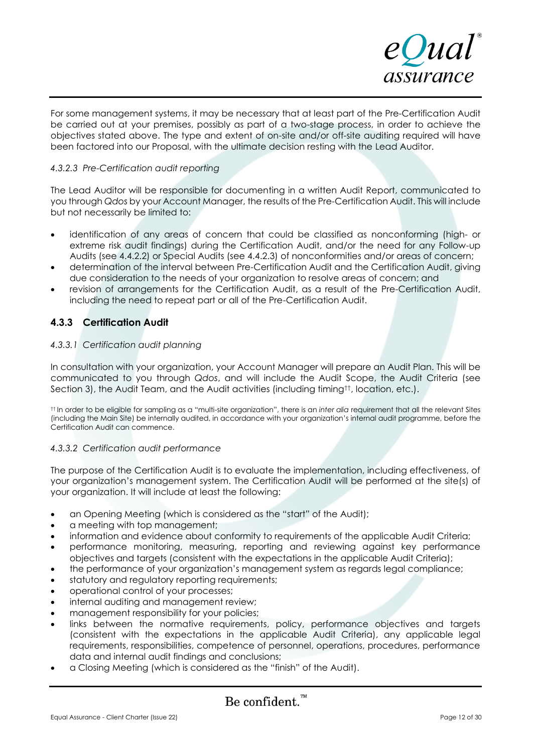For some management systems, it may be necessary that at least part of the Pre-Certification Audit be carried out at your premises, possibly as part of a two-stage process, in order to achieve the objectives stated above. The type and extent of on-site and/or off-site auditing required will have been factored into our Proposal, with the ultimate decision resting with the Lead Auditor.

*4.3.2.3 Pre-Certification audit reporting*

The Lead Auditor will be responsible for documenting in a written Audit Report, communicated to you through *Qdos* by your Account Manager, the results of the Pre-Certification Audit. This will include but not necessarily be limited to:

- identification of any areas of concern that could be classified as nonconforming (high- or extreme risk audit findings) during the Certification Audit, and/or the need for any Follow-up Audits (see 4.4.2.2) or Special Audits (see 4.4.2.3) of nonconformities and/or areas of concern;
- determination of the interval between Pre-Certification Audit and the Certification Audit, giving due consideration to the needs of your organization to resolve areas of concern; and
- revision of arrangements for the Certification Audit, as a result of the Pre-Certification Audit, including the need to repeat part or all of the Pre-Certification Audit.

### 4.3.3 Certification Audit

*4.3.3.1 Certification audit planning*

In consultation with your organization, your Account Manager will prepare an Audit Plan. This will be communicated to you through *Qdos*, and will include the Audit Scope, the Audit Criteria (see Section 3), the Audit Team, and the Audit activities (including timing[††], location, etc.).

[††] In order to be eligible for sampling as a "multi-site organization", there is an *inter alia* requirement that all the relevant Sites (including the Main Site) be internally audited, in accordance with your organization's internal audit programme, before the Certification Audit can commence.

*4.3.3.2 Certification audit performance*

The purpose of the Certification Audit is to evaluate the implementation, including effectiveness, of your organization's management system. The Certification Audit will be performed at the site(s) of your organization. It will include at least the following:

- an Opening Meeting (which is considered as the "start" of the Audit);
- a meeting with top management;
- information and evidence about conformity to requirements of the applicable Audit Criteria;
- performance monitoring, measuring, reporting and reviewing against key performance objectives and targets (consistent with the expectations in the applicable Audit Criteria);
- the performance of your organization's management system as regards legal compliance;
- statutory and regulatory reporting requirements;
- operational control of your processes;
- internal auditing and management review;
- management responsibility for your policies;
- links between the normative requirements, policy, performance objectives and targets (consistent with the expectations in the applicable Audit Criteria), any applicable legal requirements, responsibilities, competence of personnel, operations, procedures, performance data and internal audit findings and conclusions;
- a Closing Meeting (which is considered as the "finish" of the Audit).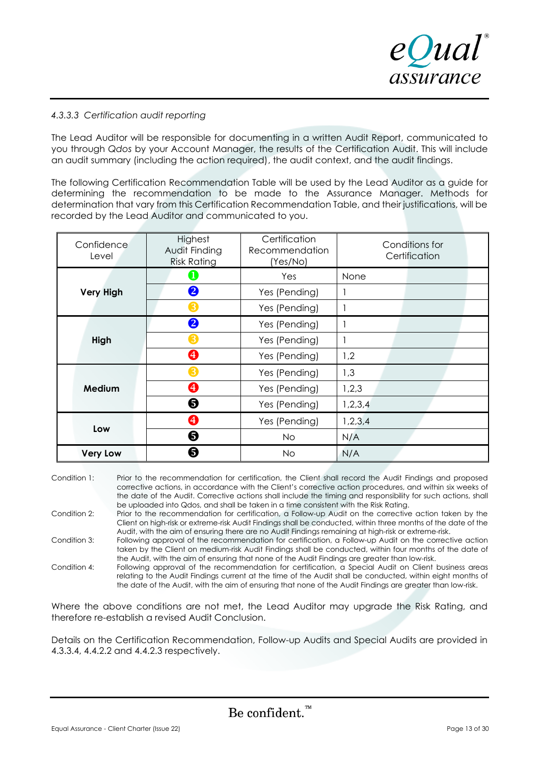#### *4.3.3.3 Certification audit reporting*

The Lead Auditor will be responsible for documenting in a written Audit Report, communicated to you through *Qdos* by your Account Manager, the results of the Certification Audit. This will include an audit summary (including the action required), the audit context, and the audit findings.

The following Certification Recommendation Table will be used by the Lead Auditor as a guide for determining the recommendation to be made to the Assurance Manager. Methods for determination that vary from this Certification Recommendation Table, and their justifications, will be recorded by the Lead Auditor and communicated to you.

| Confidence Level | Highest Audit Finding Risk Rating | Certification Recommendation (Yes/No) | Conditions for Certification |
|---|---|---|---|
| **Very High** | ❶ | Yes | None |
| | ❷ | Yes (Pending) | 1 |
| | ❸ | Yes (Pending) | 1 |
| **High** | ❷ | Yes (Pending) | 1 |
| | ❸ | Yes (Pending) | 1 |
| | ❹ | Yes (Pending) | 1,2 |
| **Medium** | ❸ | Yes (Pending) | 1,3 |
| | ❹ | Yes (Pending) | 1,2,3 |
| | ❺ | Yes (Pending) | 1,2,3,4 |
| **Low** | ❹ | Yes (Pending) | 1,2,3,4 |
| | ❺ | No | N/A |
| **Very Low** | ❺ | No | N/A |

Condition 1: Prior to the recommendation for certification, the Client shall record the Audit Findings and proposed corrective actions, in accordance with the Client's corrective action procedures, and within six weeks of the date of the Audit. Corrective actions shall include the timing and responsibility for such actions, shall be uploaded into Qdos, and shall be taken in a time consistent with the Risk Rating.

Condition 2: Prior to the recommendation for certification, a Follow-up Audit on the corrective action taken by the Client on high-risk or extreme-risk Audit Findings shall be conducted, within three months of the date of the Audit, with the aim of ensuring there are no Audit Findings remaining at high-risk or extreme-risk.

Condition 3: Following approval of the recommendation for certification, a Follow-up Audit on the corrective action taken by the Client on medium-risk Audit Findings shall be conducted, within four months of the date of the Audit, with the aim of ensuring that none of the Audit Findings are greater than low-risk.

Condition 4: Following approval of the recommendation for certification, a Special Audit on Client business areas relating to the Audit Findings current at the time of the Audit shall be conducted, within eight months of the date of the Audit, with the aim of ensuring that none of the Audit Findings are greater than low-risk.

Where the above conditions are not met, the Lead Auditor may upgrade the Risk Rating, and therefore re-establish a revised Audit Conclusion.

Details on the Certification Recommendation, Follow-up Audits and Special Audits are provided in 4.3.3.4, 4.4.2.2 and 4.4.2.3 respectively.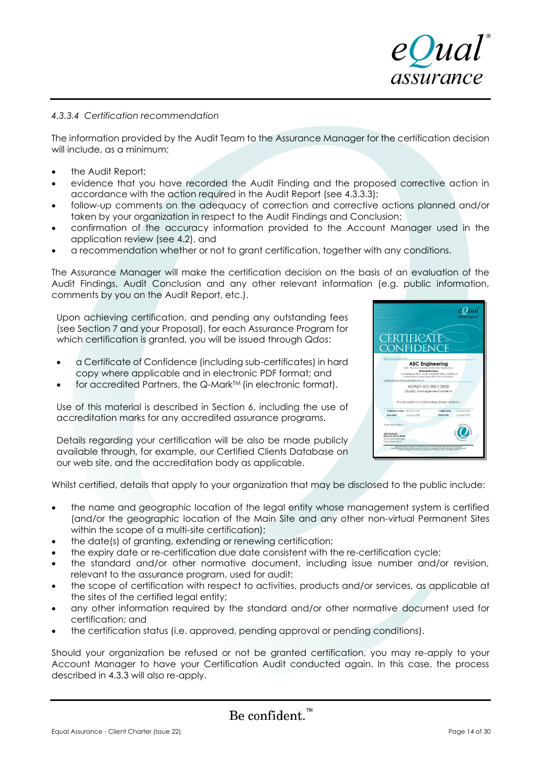#### *4.3.3.4 Certification recommendation*

The information provided by the Audit Team to the Assurance Manager for the certification decision will include, as a minimum:

- the Audit Report;
- evidence that you have recorded the Audit Finding and the proposed corrective action in accordance with the action required in the Audit Report (see 4.3.3.3);
- follow-up comments on the adequacy of correction and corrective actions planned and/or taken by your organization in respect to the Audit Findings and Conclusion;
- confirmation of the accuracy information provided to the Account Manager used in the application review (see 4.2), and
- a recommendation whether or not to grant certification, together with any conditions.

The Assurance Manager will make the certification decision on the basis of an evaluation of the Audit Findings, Audit Conclusion and any other relevant information (e.g. public information, comments by you on the Audit Report, etc.).

Upon achieving certification, and pending any outstanding fees (see Section 7 and your Proposal), for each Assurance Program for which certification is granted, you will be issued through *Qdos*:

- a Certificate of Confidence (including sub-certificates) in hard copy where applicable and in electronic PDF format; and
- for accredited Partners, the Q-Mark™ (in electronic format).

Use of this material is described in Section 6, including the use of accreditation marks for any accredited assurance programs.

Details regarding your certification will be also be made publicly available through, for example, our Certified Clients Database on our web site, and the accreditation body as applicable.

Whilst certified, details that apply to your organization that may be disclosed to the public include:

- the name and geographic location of the legal entity whose management system is certified (and/or the geographic location of the Main Site and any other non-virtual Permanent Sites within the scope of a multi-site certification);
- the date(s) of granting, extending or renewing certification;
- the expiry date or re-certification due date consistent with the re-certification cycle;
- the standard and/or other normative document, including issue number and/or revision, relevant to the assurance program, used for audit;
- the scope of certification with respect to activities, products and/or services, as applicable at the sites of the certified legal entity;
- any other information required by the standard and/or other normative document used for certification; and
- the certification status (i.e. approved, pending approval or pending conditions).

Should your organization be refused or not be granted certification, you may re-apply to your Account Manager to have your Certification Audit conducted again. In this case, the process described in 4.3.3 will also re-apply.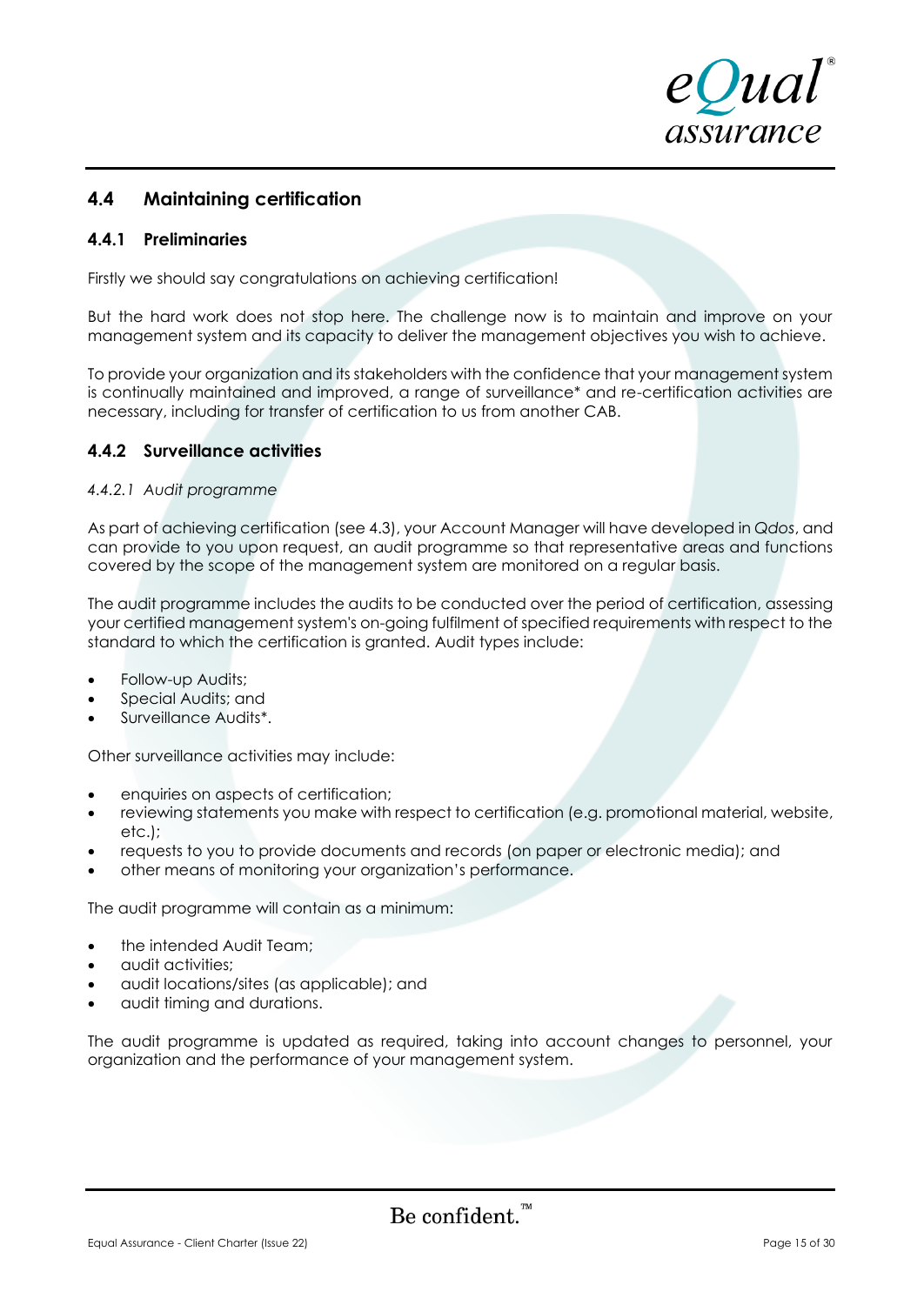## 4.4 Maintaining certification

### 4.4.1 Preliminaries

Firstly we should say congratulations on achieving certification!

But the hard work does not stop here. The challenge now is to maintain and improve on your management system and its capacity to deliver the management objectives you wish to achieve.

To provide your organization and its stakeholders with the confidence that your management system is continually maintained and improved, a range of surveillance* and re-certification activities are necessary, including for transfer of certification to us from another CAB.

### 4.4.2 Surveillance activities

*4.4.2.1 Audit programme*

As part of achieving certification (see 4.3), your Account Manager will have developed in *Qdos*, and can provide to you upon request, an audit programme so that representative areas and functions covered by the scope of the management system are monitored on a regular basis.

The audit programme includes the audits to be conducted over the period of certification, assessing your certified management system's on-going fulfilment of specified requirements with respect to the standard to which the certification is granted. Audit types include:

- Follow-up Audits;
- Special Audits; and
- Surveillance Audits*.

Other surveillance activities may include:

- enquiries on aspects of certification;
- reviewing statements you make with respect to certification (e.g. promotional material, website, etc.);
- requests to you to provide documents and records (on paper or electronic media); and
- other means of monitoring your organization's performance.

The audit programme will contain as a minimum:

- the intended Audit Team;
- audit activities;
- audit locations/sites (as applicable); and
- audit timing and durations.

The audit programme is updated as required, taking into account changes to personnel, your organization and the performance of your management system.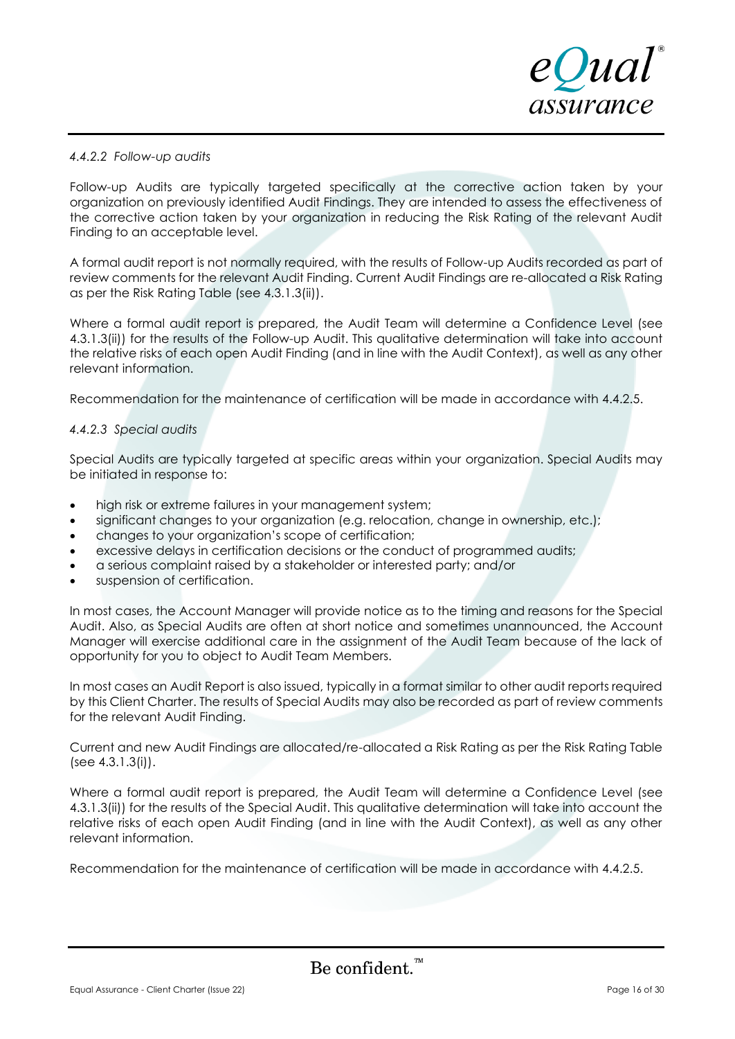#### *4.4.2.2 Follow-up audits*

Follow-up Audits are typically targeted specifically at the corrective action taken by your organization on previously identified Audit Findings. They are intended to assess the effectiveness of the corrective action taken by your organization in reducing the Risk Rating of the relevant Audit Finding to an acceptable level.

A formal audit report is not normally required, with the results of Follow-up Audits recorded as part of review comments for the relevant Audit Finding. Current Audit Findings are re-allocated a Risk Rating as per the Risk Rating Table (see 4.3.1.3(ii)).

Where a formal audit report is prepared, the Audit Team will determine a Confidence Level (see 4.3.1.3(ii)) for the results of the Follow-up Audit. This qualitative determination will take into account the relative risks of each open Audit Finding (and in line with the Audit Context), as well as any other relevant information.

Recommendation for the maintenance of certification will be made in accordance with 4.4.2.5.

#### *4.4.2.3 Special audits*

Special Audits are typically targeted at specific areas within your organization. Special Audits may be initiated in response to:

- high risk or extreme failures in your management system;
- significant changes to your organization (e.g. relocation, change in ownership, etc.);
- changes to your organization's scope of certification;
- excessive delays in certification decisions or the conduct of programmed audits;
- a serious complaint raised by a stakeholder or interested party; and/or
- suspension of certification.

In most cases, the Account Manager will provide notice as to the timing and reasons for the Special Audit. Also, as Special Audits are often at short notice and sometimes unannounced, the Account Manager will exercise additional care in the assignment of the Audit Team because of the lack of opportunity for you to object to Audit Team Members.

In most cases an Audit Report is also issued, typically in a format similar to other audit reports required by this Client Charter. The results of Special Audits may also be recorded as part of review comments for the relevant Audit Finding.

Current and new Audit Findings are allocated/re-allocated a Risk Rating as per the Risk Rating Table (see 4.3.1.3(i)).

Where a formal audit report is prepared, the Audit Team will determine a Confidence Level (see 4.3.1.3(ii)) for the results of the Special Audit. This qualitative determination will take into account the relative risks of each open Audit Finding (and in line with the Audit Context), as well as any other relevant information.

Recommendation for the maintenance of certification will be made in accordance with 4.4.2.5.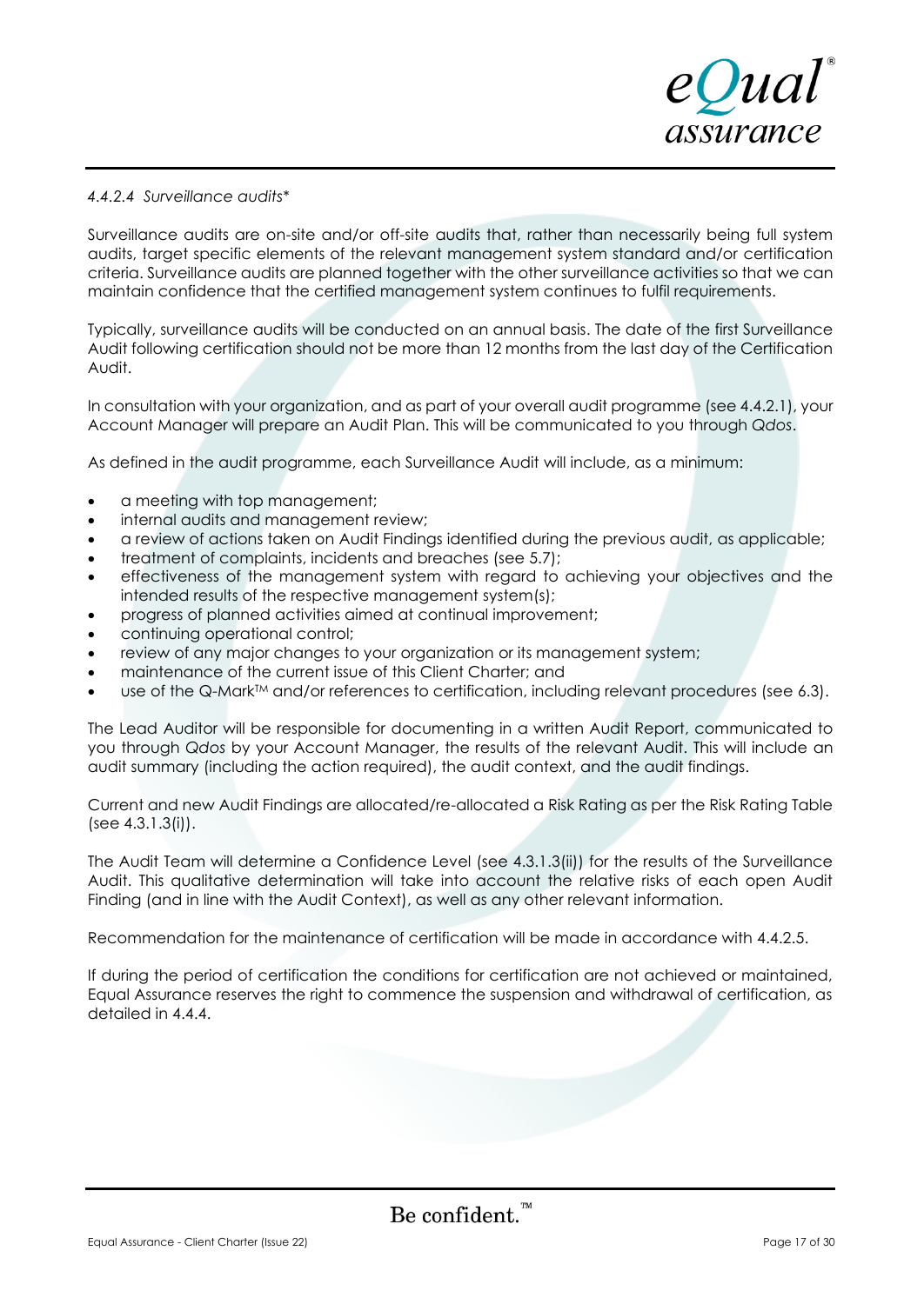#### *4.4.2.4 Surveillance audits**

Surveillance audits are on-site and/or off-site audits that, rather than necessarily being full system audits, target specific elements of the relevant management system standard and/or certification criteria. Surveillance audits are planned together with the other surveillance activities so that we can maintain confidence that the certified management system continues to fulfil requirements.

Typically, surveillance audits will be conducted on an annual basis. The date of the first Surveillance Audit following certification should not be more than 12 months from the last day of the Certification Audit.

In consultation with your organization, and as part of your overall audit programme (see 4.4.2.1), your Account Manager will prepare an Audit Plan. This will be communicated to you through *Qdos*.

As defined in the audit programme, each Surveillance Audit will include, as a minimum:

- a meeting with top management;
- internal audits and management review;
- a review of actions taken on Audit Findings identified during the previous audit, as applicable;
- treatment of complaints, incidents and breaches (see 5.7);
- effectiveness of the management system with regard to achieving your objectives and the intended results of the respective management system(s);
- progress of planned activities aimed at continual improvement;
- continuing operational control;
- review of any major changes to your organization or its management system;
- maintenance of the current issue of this Client Charter; and
- use of the Q-Mark™ and/or references to certification, including relevant procedures (see 6.3).

The Lead Auditor will be responsible for documenting in a written Audit Report, communicated to you through *Qdos* by your Account Manager, the results of the relevant Audit. This will include an audit summary (including the action required), the audit context, and the audit findings.

Current and new Audit Findings are allocated/re-allocated a Risk Rating as per the Risk Rating Table (see 4.3.1.3(i)).

The Audit Team will determine a Confidence Level (see 4.3.1.3(ii)) for the results of the Surveillance Audit. This qualitative determination will take into account the relative risks of each open Audit Finding (and in line with the Audit Context), as well as any other relevant information.

Recommendation for the maintenance of certification will be made in accordance with 4.4.2.5.

If during the period of certification the conditions for certification are not achieved or maintained, Equal Assurance reserves the right to commence the suspension and withdrawal of certification, as detailed in 4.4.4.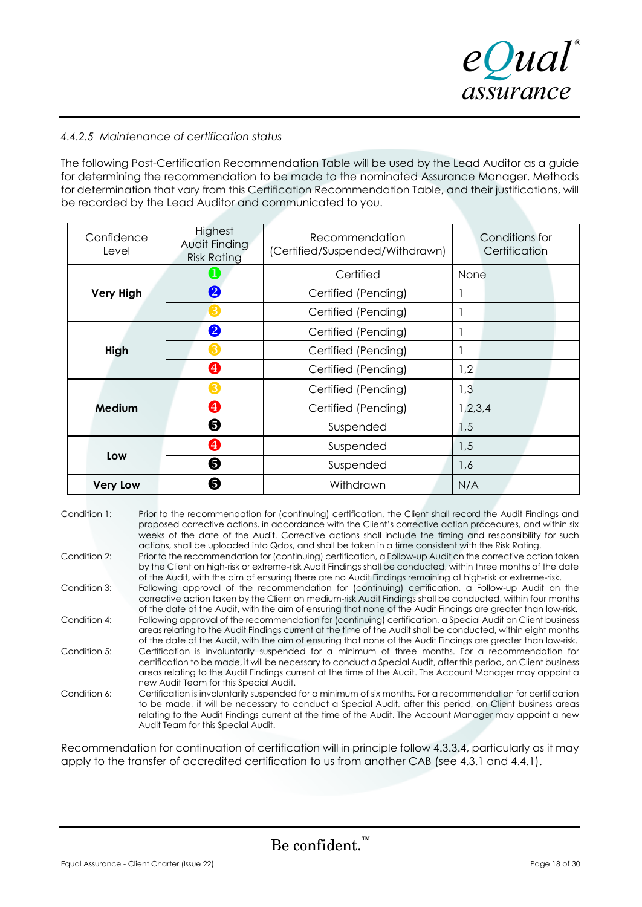*4.4.2.5 Maintenance of certification status*

The following Post-Certification Recommendation Table will be used by the Lead Auditor as a guide for determining the recommendation to be made to the nominated Assurance Manager. Methods for determination that vary from this Certification Recommendation Table, and their justifications, will be recorded by the Lead Auditor and communicated to you.

| Confidence Level | Highest Audit Finding Risk Rating | Recommendation (Certified/Suspended/Withdrawn) | Conditions for Certification |
|---|---|---|---|
| **Very High** | 1 | Certified | None |
| | 2 | Certified (Pending) | 1 |
| | 3 | Certified (Pending) | 1 |
| **High** | 2 | Certified (Pending) | 1 |
| | 3 | Certified (Pending) | 1 |
| | 4 | Certified (Pending) | 1,2 |
| **Medium** | 3 | Certified (Pending) | 1,3 |
| | 4 | Certified (Pending) | 1,2,3,4 |
| | 5 | Suspended | 1,5 |
| **Low** | 4 | Suspended | 1,5 |
| | 5 | Suspended | 1,6 |
| **Very Low** | 5 | Withdrawn | N/A |

Condition 1: Prior to the recommendation for (continuing) certification, the Client shall record the Audit Findings and proposed corrective actions, in accordance with the Client's corrective action procedures, and within six weeks of the date of the Audit. Corrective actions shall include the timing and responsibility for such actions, shall be uploaded into Qdos, and shall be taken in a time consistent with the Risk Rating.

Condition 2: Prior to the recommendation for (continuing) certification, a Follow-up Audit on the corrective action taken by the Client on high-risk or extreme-risk Audit Findings shall be conducted, within three months of the date of the Audit, with the aim of ensuring there are no Audit Findings remaining at high-risk or extreme-risk.

Condition 3: Following approval of the recommendation for (continuing) certification, a Follow-up Audit on the corrective action taken by the Client on medium-risk Audit Findings shall be conducted, within four months of the date of the Audit, with the aim of ensuring that none of the Audit Findings are greater than low-risk.

Condition 4: Following approval of the recommendation for (continuing) certification, a Special Audit on Client business areas relating to the Audit Findings current at the time of the Audit shall be conducted, within eight months of the date of the Audit, with the aim of ensuring that none of the Audit Findings are greater than low-risk.

Condition 5: Certification is involuntarily suspended for a minimum of three months. For a recommendation for certification to be made, it will be necessary to conduct a Special Audit, after this period, on Client business areas relating to the Audit Findings current at the time of the Audit. The Account Manager may appoint a new Audit Team for this Special Audit.

Condition 6: Certification is involuntarily suspended for a minimum of six months. For a recommendation for certification to be made, it will be necessary to conduct a Special Audit, after this period, on Client business areas relating to the Audit Findings current at the time of the Audit. The Account Manager may appoint a new Audit Team for this Special Audit.

Recommendation for continuation of certification will in principle follow 4.3.3.4, particularly as it may apply to the transfer of accredited certification to us from another CAB (see 4.3.1 and 4.4.1).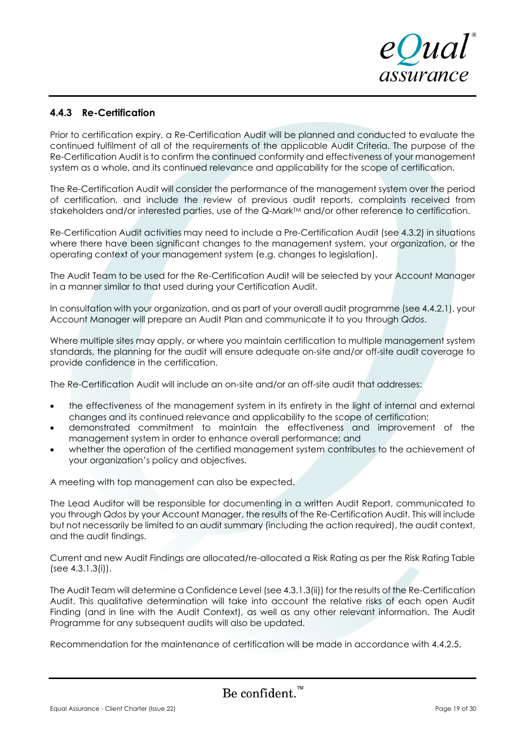### 4.4.3 Re-Certification

Prior to certification expiry, a Re-Certification Audit will be planned and conducted to evaluate the continued fulfilment of all of the requirements of the applicable Audit Criteria. The purpose of the Re-Certification Audit is to confirm the continued conformity and effectiveness of your management system as a whole, and its continued relevance and applicability for the scope of certification.

The Re-Certification Audit will consider the performance of the management system over the period of certification, and include the review of previous audit reports, complaints received from stakeholders and/or interested parties, use of the Q-Mark™ and/or other reference to certification.

Re-Certification Audit activities may need to include a Pre-Certification Audit (see 4.3.2) in situations where there have been significant changes to the management system, your organization, or the operating context of your management system (e.g. changes to legislation).

The Audit Team to be used for the Re-Certification Audit will be selected by your Account Manager in a manner similar to that used during your Certification Audit.

In consultation with your organization, and as part of your overall audit programme (see 4.4.2.1), your Account Manager will prepare an Audit Plan and communicate it to you through *Qdos*.

Where multiple sites may apply, or where you maintain certification to multiple management system standards, the planning for the audit will ensure adequate on-site and/or off-site audit coverage to provide confidence in the certification.

The Re-Certification Audit will include an on-site and/or an off-site audit that addresses:

- the effectiveness of the management system in its entirety in the light of internal and external changes and its continued relevance and applicability to the scope of certification;
- demonstrated commitment to maintain the effectiveness and improvement of the management system in order to enhance overall performance; and
- whether the operation of the certified management system contributes to the achievement of your organization's policy and objectives.

A meeting with top management can also be expected.

The Lead Auditor will be responsible for documenting in a written Audit Report, communicated to you through *Qdos* by your Account Manager, the results of the Re-Certification Audit. This will include but not necessarily be limited to an audit summary (including the action required), the audit context, and the audit findings.

Current and new Audit Findings are allocated/re-allocated a Risk Rating as per the Risk Rating Table (see 4.3.1.3(i)).

The Audit Team will determine a Confidence Level (see 4.3.1.3(ii)) for the results of the Re-Certification Audit. This qualitative determination will take into account the relative risks of each open Audit Finding (and in line with the Audit Context), as well as any other relevant information. The Audit Programme for any subsequent audits will also be updated.

Recommendation for the maintenance of certification will be made in accordance with 4.4.2.5.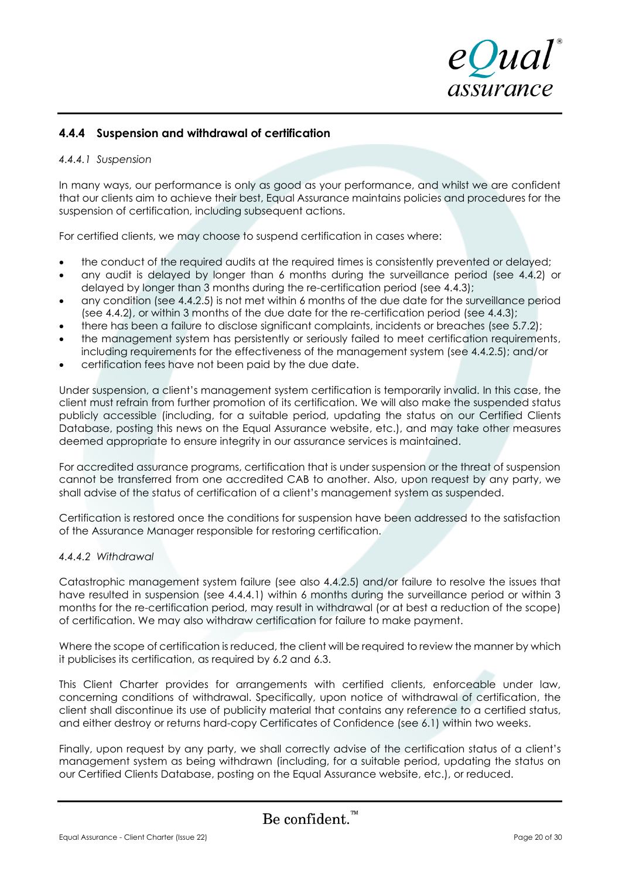### 4.4.4 Suspension and withdrawal of certification

*4.4.4.1 Suspension*

In many ways, our performance is only as good as your performance, and whilst we are confident that our clients aim to achieve their best, Equal Assurance maintains policies and procedures for the suspension of certification, including subsequent actions.

For certified clients, we may choose to suspend certification in cases where:

- the conduct of the required audits at the required times is consistently prevented or delayed;
- any audit is delayed by longer than 6 months during the surveillance period (see 4.4.2) or delayed by longer than 3 months during the re-certification period (see 4.4.3);
- any condition (see 4.4.2.5) is not met within 6 months of the due date for the surveillance period (see 4.4.2), or within 3 months of the due date for the re-certification period (see 4.4.3);
- there has been a failure to disclose significant complaints, incidents or breaches (see 5.7.2);
- the management system has persistently or seriously failed to meet certification requirements, including requirements for the effectiveness of the management system (see 4.4.2.5); and/or
- certification fees have not been paid by the due date.

Under suspension, a client's management system certification is temporarily invalid. In this case, the client must refrain from further promotion of its certification. We will also make the suspended status publicly accessible (including, for a suitable period, updating the status on our Certified Clients Database, posting this news on the Equal Assurance website, etc.), and may take other measures deemed appropriate to ensure integrity in our assurance services is maintained.

For accredited assurance programs, certification that is under suspension or the threat of suspension cannot be transferred from one accredited CAB to another. Also, upon request by any party, we shall advise of the status of certification of a client's management system as suspended.

Certification is restored once the conditions for suspension have been addressed to the satisfaction of the Assurance Manager responsible for restoring certification.

*4.4.4.2 Withdrawal*

Catastrophic management system failure (see also 4.4.2.5) and/or failure to resolve the issues that have resulted in suspension (see 4.4.4.1) within 6 months during the surveillance period or within 3 months for the re-certification period, may result in withdrawal (or at best a reduction of the scope) of certification. We may also withdraw certification for failure to make payment.

Where the scope of certification is reduced, the client will be required to review the manner by which it publicises its certification, as required by 6.2 and 6.3.

This Client Charter provides for arrangements with certified clients, enforceable under law, concerning conditions of withdrawal. Specifically, upon notice of withdrawal of certification, the client shall discontinue its use of publicity material that contains any reference to a certified status, and either destroy or returns hard-copy Certificates of Confidence (see 6.1) within two weeks.

Finally, upon request by any party, we shall correctly advise of the certification status of a client's management system as being withdrawn (including, for a suitable period, updating the status on our Certified Clients Database, posting on the Equal Assurance website, etc.), or reduced.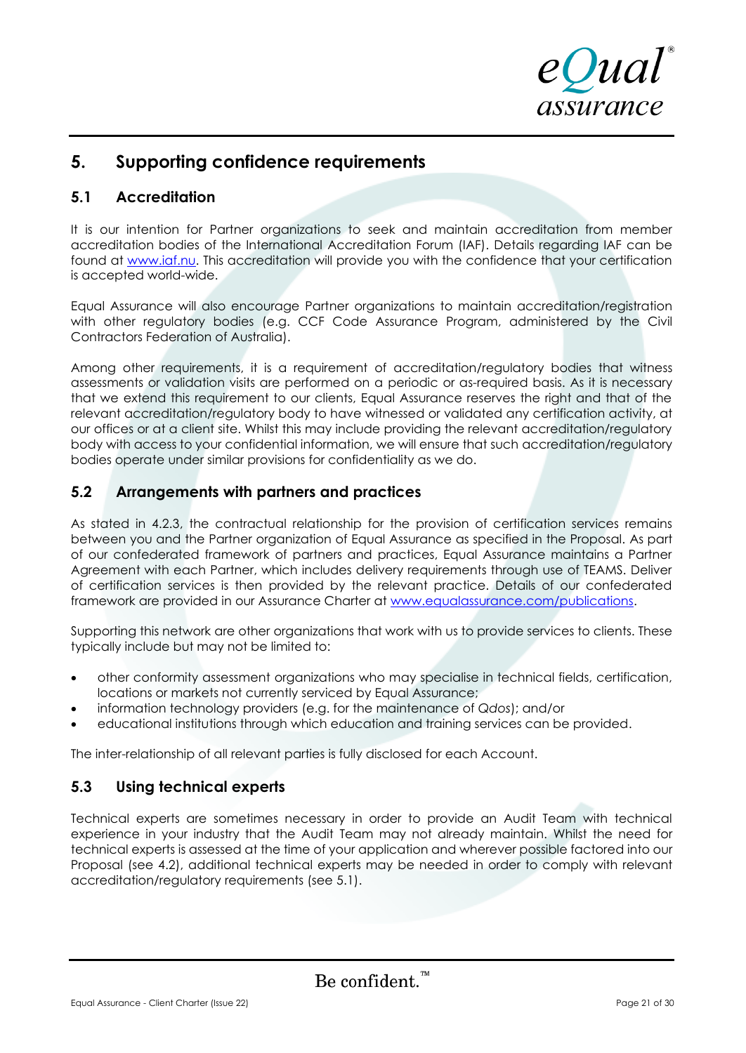# 5. Supporting confidence requirements

## 5.1 Accreditation

It is our intention for Partner organizations to seek and maintain accreditation from member accreditation bodies of the International Accreditation Forum (IAF). Details regarding IAF can be found at www.iaf.nu. This accreditation will provide you with the confidence that your certification is accepted world-wide.

Equal Assurance will also encourage Partner organizations to maintain accreditation/registration with other regulatory bodies (e.g. CCF Code Assurance Program, administered by the Civil Contractors Federation of Australia).

Among other requirements, it is a requirement of accreditation/regulatory bodies that witness assessments or validation visits are performed on a periodic or as-required basis. As it is necessary that we extend this requirement to our clients, Equal Assurance reserves the right and that of the relevant accreditation/regulatory body to have witnessed or validated any certification activity, at our offices or at a client site. Whilst this may include providing the relevant accreditation/regulatory body with access to your confidential information, we will ensure that such accreditation/regulatory bodies operate under similar provisions for confidentiality as we do.

## 5.2 Arrangements with partners and practices

As stated in 4.2.3, the contractual relationship for the provision of certification services remains between you and the Partner organization of Equal Assurance as specified in the Proposal. As part of our confederated framework of partners and practices, Equal Assurance maintains a Partner Agreement with each Partner, which includes delivery requirements through use of TEAMS. Deliver of certification services is then provided by the relevant practice. Details of our confederated framework are provided in our Assurance Charter at www.equalassurance.com/publications.

Supporting this network are other organizations that work with us to provide services to clients. These typically include but may not be limited to:

- other conformity assessment organizations who may specialise in technical fields, certification, locations or markets not currently serviced by Equal Assurance;
- information technology providers (e.g. for the maintenance of *Qdos*); and/or
- educational institutions through which education and training services can be provided.

The inter-relationship of all relevant parties is fully disclosed for each Account.

## 5.3 Using technical experts

Technical experts are sometimes necessary in order to provide an Audit Team with technical experience in your industry that the Audit Team may not already maintain. Whilst the need for technical experts is assessed at the time of your application and wherever possible factored into our Proposal (see 4.2), additional technical experts may be needed in order to comply with relevant accreditation/regulatory requirements (see 5.1).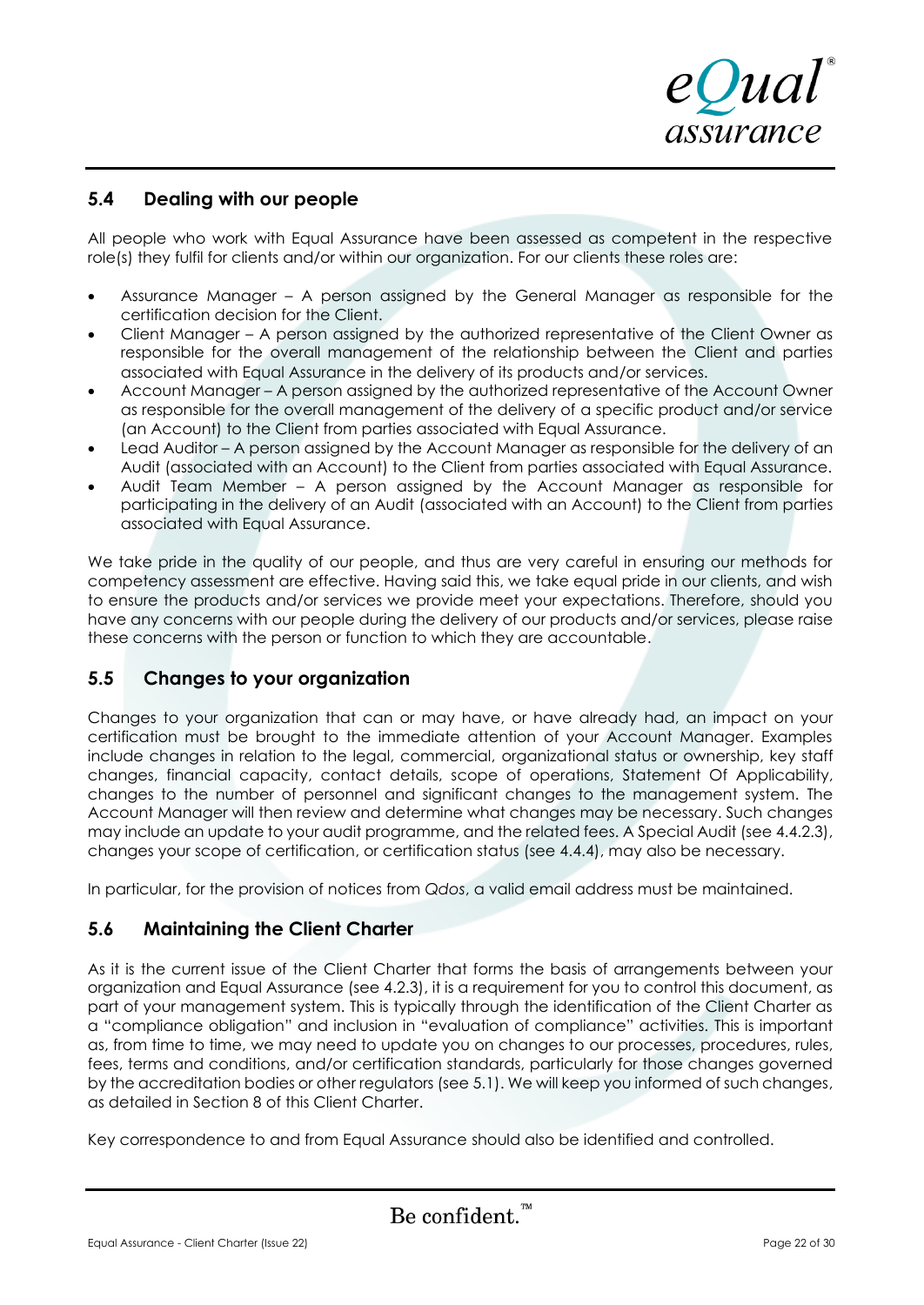## 5.4 Dealing with our people

All people who work with Equal Assurance have been assessed as competent in the respective role(s) they fulfil for clients and/or within our organization. For our clients these roles are:

- Assurance Manager – A person assigned by the General Manager as responsible for the certification decision for the Client.
- Client Manager – A person assigned by the authorized representative of the Client Owner as responsible for the overall management of the relationship between the Client and parties associated with Equal Assurance in the delivery of its products and/or services.
- Account Manager – A person assigned by the authorized representative of the Account Owner as responsible for the overall management of the delivery of a specific product and/or service (an Account) to the Client from parties associated with Equal Assurance.
- Lead Auditor – A person assigned by the Account Manager as responsible for the delivery of an Audit (associated with an Account) to the Client from parties associated with Equal Assurance.
- Audit Team Member – A person assigned by the Account Manager as responsible for participating in the delivery of an Audit (associated with an Account) to the Client from parties associated with Equal Assurance.

We take pride in the quality of our people, and thus are very careful in ensuring our methods for competency assessment are effective. Having said this, we take equal pride in our clients, and wish to ensure the products and/or services we provide meet your expectations. Therefore, should you have any concerns with our people during the delivery of our products and/or services, please raise these concerns with the person or function to which they are accountable.

## 5.5 Changes to your organization

Changes to your organization that can or may have, or have already had, an impact on your certification must be brought to the immediate attention of your Account Manager. Examples include changes in relation to the legal, commercial, organizational status or ownership, key staff changes, financial capacity, contact details, scope of operations, Statement Of Applicability, changes to the number of personnel and significant changes to the management system. The Account Manager will then review and determine what changes may be necessary. Such changes may include an update to your audit programme, and the related fees. A Special Audit (see 4.4.2.3), changes your scope of certification, or certification status (see 4.4.4), may also be necessary.

In particular, for the provision of notices from *Qdos*, a valid email address must be maintained.

## 5.6 Maintaining the Client Charter

As it is the current issue of the Client Charter that forms the basis of arrangements between your organization and Equal Assurance (see 4.2.3), it is a requirement for you to control this document, as part of your management system. This is typically through the identification of the Client Charter as a "compliance obligation" and inclusion in "evaluation of compliance" activities. This is important as, from time to time, we may need to update you on changes to our processes, procedures, rules, fees, terms and conditions, and/or certification standards, particularly for those changes governed by the accreditation bodies or other regulators (see 5.1). We will keep you informed of such changes, as detailed in Section 8 of this Client Charter.

Key correspondence to and from Equal Assurance should also be identified and controlled.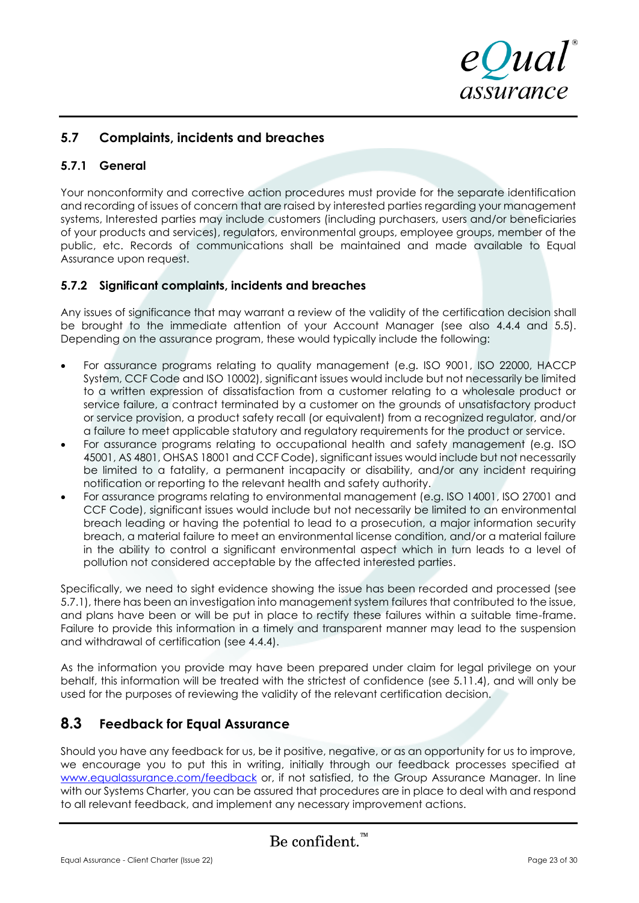## 5.7 Complaints, incidents and breaches

### 5.7.1 General

Your nonconformity and corrective action procedures must provide for the separate identification and recording of issues of concern that are raised by interested parties regarding your management systems, Interested parties may include customers (including purchasers, users and/or beneficiaries of your products and services), regulators, environmental groups, employee groups, member of the public, etc. Records of communications shall be maintained and made available to Equal Assurance upon request.

### 5.7.2 Significant complaints, incidents and breaches

Any issues of significance that may warrant a review of the validity of the certification decision shall be brought to the immediate attention of your Account Manager (see also 4.4.4 and 5.5). Depending on the assurance program, these would typically include the following:

- For assurance programs relating to quality management (e.g. ISO 9001, ISO 22000, HACCP System, CCF Code and ISO 10002), significant issues would include but not necessarily be limited to a written expression of dissatisfaction from a customer relating to a wholesale product or service failure, a contract terminated by a customer on the grounds of unsatisfactory product or service provision, a product safety recall (or equivalent) from a recognized regulator, and/or a failure to meet applicable statutory and regulatory requirements for the product or service.
- For assurance programs relating to occupational health and safety management (e.g. ISO 45001, AS 4801, OHSAS 18001 and CCF Code), significant issues would include but not necessarily be limited to a fatality, a permanent incapacity or disability, and/or any incident requiring notification or reporting to the relevant health and safety authority.
- For assurance programs relating to environmental management (e.g. ISO 14001, ISO 27001 and CCF Code), significant issues would include but not necessarily be limited to an environmental breach leading or having the potential to lead to a prosecution, a major information security breach, a material failure to meet an environmental license condition, and/or a material failure in the ability to control a significant environmental aspect which in turn leads to a level of pollution not considered acceptable by the affected interested parties.

Specifically, we need to sight evidence showing the issue has been recorded and processed (see 5.7.1), there has been an investigation into management system failures that contributed to the issue, and plans have been or will be put in place to rectify these failures within a suitable time-frame. Failure to provide this information in a timely and transparent manner may lead to the suspension and withdrawal of certification (see 4.4.4).

As the information you provide may have been prepared under claim for legal privilege on your behalf, this information will be treated with the strictest of confidence (see 5.11.4), and will only be used for the purposes of reviewing the validity of the relevant certification decision.

## 8.3 Feedback for Equal Assurance

Should you have any feedback for us, be it positive, negative, or as an opportunity for us to improve, we encourage you to put this in writing, initially through our feedback processes specified at www.equalassurance.com/feedback or, if not satisfied, to the Group Assurance Manager. In line with our Systems Charter, you can be assured that procedures are in place to deal with and respond to all relevant feedback, and implement any necessary improvement actions.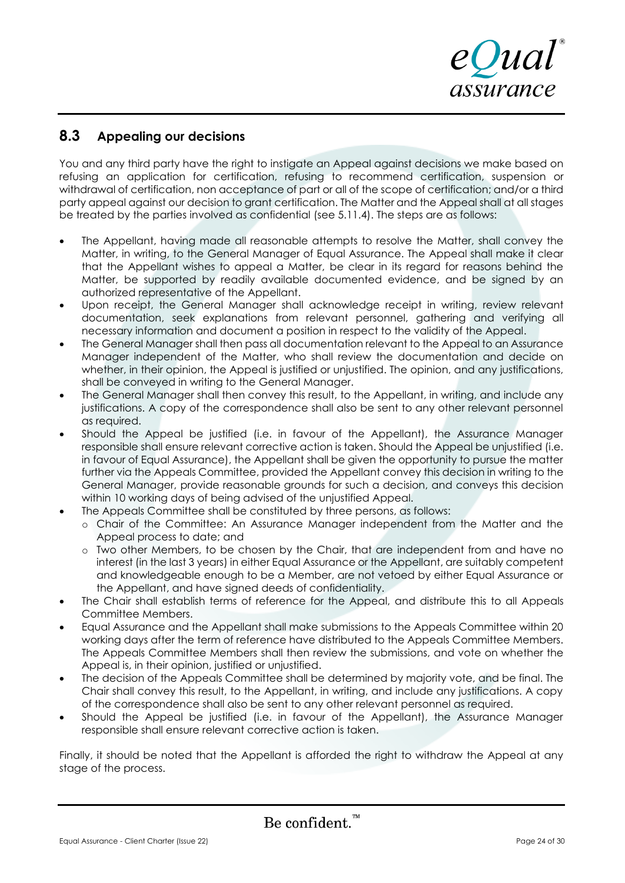## 8.3 Appealing our decisions

You and any third party have the right to instigate an Appeal against decisions we make based on refusing an application for certification, refusing to recommend certification, suspension or withdrawal of certification, non acceptance of part or all of the scope of certification; and/or a third party appeal against our decision to grant certification. The Matter and the Appeal shall at all stages be treated by the parties involved as confidential (see 5.11.4). The steps are as follows:

- The Appellant, having made all reasonable attempts to resolve the Matter, shall convey the Matter, in writing, to the General Manager of Equal Assurance. The Appeal shall make it clear that the Appellant wishes to appeal a Matter, be clear in its regard for reasons behind the Matter, be supported by readily available documented evidence, and be signed by an authorized representative of the Appellant.
- Upon receipt, the General Manager shall acknowledge receipt in writing, review relevant documentation, seek explanations from relevant personnel, gathering and verifying all necessary information and document a position in respect to the validity of the Appeal.
- The General Manager shall then pass all documentation relevant to the Appeal to an Assurance Manager independent of the Matter, who shall review the documentation and decide on whether, in their opinion, the Appeal is justified or unjustified. The opinion, and any justifications, shall be conveyed in writing to the General Manager.
- The General Manager shall then convey this result, to the Appellant, in writing, and include any justifications. A copy of the correspondence shall also be sent to any other relevant personnel as required.
- Should the Appeal be justified (i.e. in favour of the Appellant), the Assurance Manager responsible shall ensure relevant corrective action is taken. Should the Appeal be unjustified (i.e. in favour of Equal Assurance), the Appellant shall be given the opportunity to pursue the matter further via the Appeals Committee, provided the Appellant convey this decision in writing to the General Manager, provide reasonable grounds for such a decision, and conveys this decision within 10 working days of being advised of the unjustified Appeal.
- The Appeals Committee shall be constituted by three persons, as follows:
  - Chair of the Committee: An Assurance Manager independent from the Matter and the Appeal process to date; and
  - Two other Members, to be chosen by the Chair, that are independent from and have no interest (in the last 3 years) in either Equal Assurance or the Appellant, are suitably competent and knowledgeable enough to be a Member, are not vetoed by either Equal Assurance or the Appellant, and have signed deeds of confidentiality.
- The Chair shall establish terms of reference for the Appeal, and distribute this to all Appeals Committee Members.
- Equal Assurance and the Appellant shall make submissions to the Appeals Committee within 20 working days after the term of reference have distributed to the Appeals Committee Members. The Appeals Committee Members shall then review the submissions, and vote on whether the Appeal is, in their opinion, justified or unjustified.
- The decision of the Appeals Committee shall be determined by majority vote, and be final. The Chair shall convey this result, to the Appellant, in writing, and include any justifications. A copy of the correspondence shall also be sent to any other relevant personnel as required.
- Should the Appeal be justified (i.e. in favour of the Appellant), the Assurance Manager responsible shall ensure relevant corrective action is taken.

Finally, it should be noted that the Appellant is afforded the right to withdraw the Appeal at any stage of the process.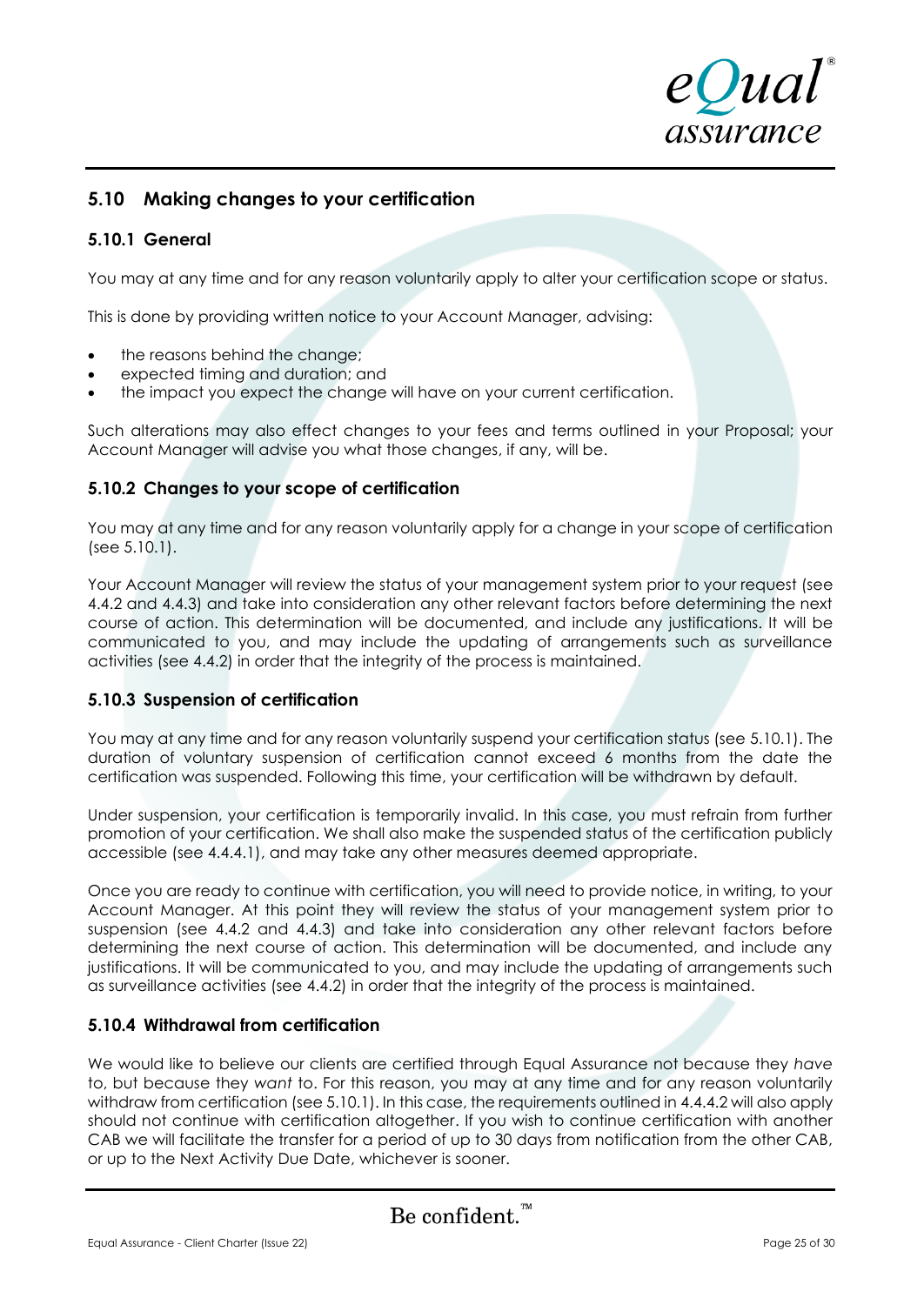## 5.10 Making changes to your certification

### 5.10.1 General

You may at any time and for any reason voluntarily apply to alter your certification scope or status.

This is done by providing written notice to your Account Manager, advising:

- the reasons behind the change;
- expected timing and duration; and
- the impact you expect the change will have on your current certification.

Such alterations may also effect changes to your fees and terms outlined in your Proposal; your Account Manager will advise you what those changes, if any, will be.

### 5.10.2 Changes to your scope of certification

You may at any time and for any reason voluntarily apply for a change in your scope of certification (see 5.10.1).

Your Account Manager will review the status of your management system prior to your request (see 4.4.2 and 4.4.3) and take into consideration any other relevant factors before determining the next course of action. This determination will be documented, and include any justifications. It will be communicated to you, and may include the updating of arrangements such as surveillance activities (see 4.4.2) in order that the integrity of the process is maintained.

### 5.10.3 Suspension of certification

You may at any time and for any reason voluntarily suspend your certification status (see 5.10.1). The duration of voluntary suspension of certification cannot exceed 6 months from the date the certification was suspended. Following this time, your certification will be withdrawn by default.

Under suspension, your certification is temporarily invalid. In this case, you must refrain from further promotion of your certification. We shall also make the suspended status of the certification publicly accessible (see 4.4.4.1), and may take any other measures deemed appropriate.

Once you are ready to continue with certification, you will need to provide notice, in writing, to your Account Manager. At this point they will review the status of your management system prior to suspension (see 4.4.2 and 4.4.3) and take into consideration any other relevant factors before determining the next course of action. This determination will be documented, and include any justifications. It will be communicated to you, and may include the updating of arrangements such as surveillance activities (see 4.4.2) in order that the integrity of the process is maintained.

### 5.10.4 Withdrawal from certification

We would like to believe our clients are certified through Equal Assurance not because they *have* to, but because they *want* to. For this reason, you may at any time and for any reason voluntarily withdraw from certification (see 5.10.1). In this case, the requirements outlined in 4.4.4.2 will also apply should not continue with certification altogether. If you wish to continue certification with another CAB we will facilitate the transfer for a period of up to 30 days from notification from the other CAB, or up to the Next Activity Due Date, whichever is sooner.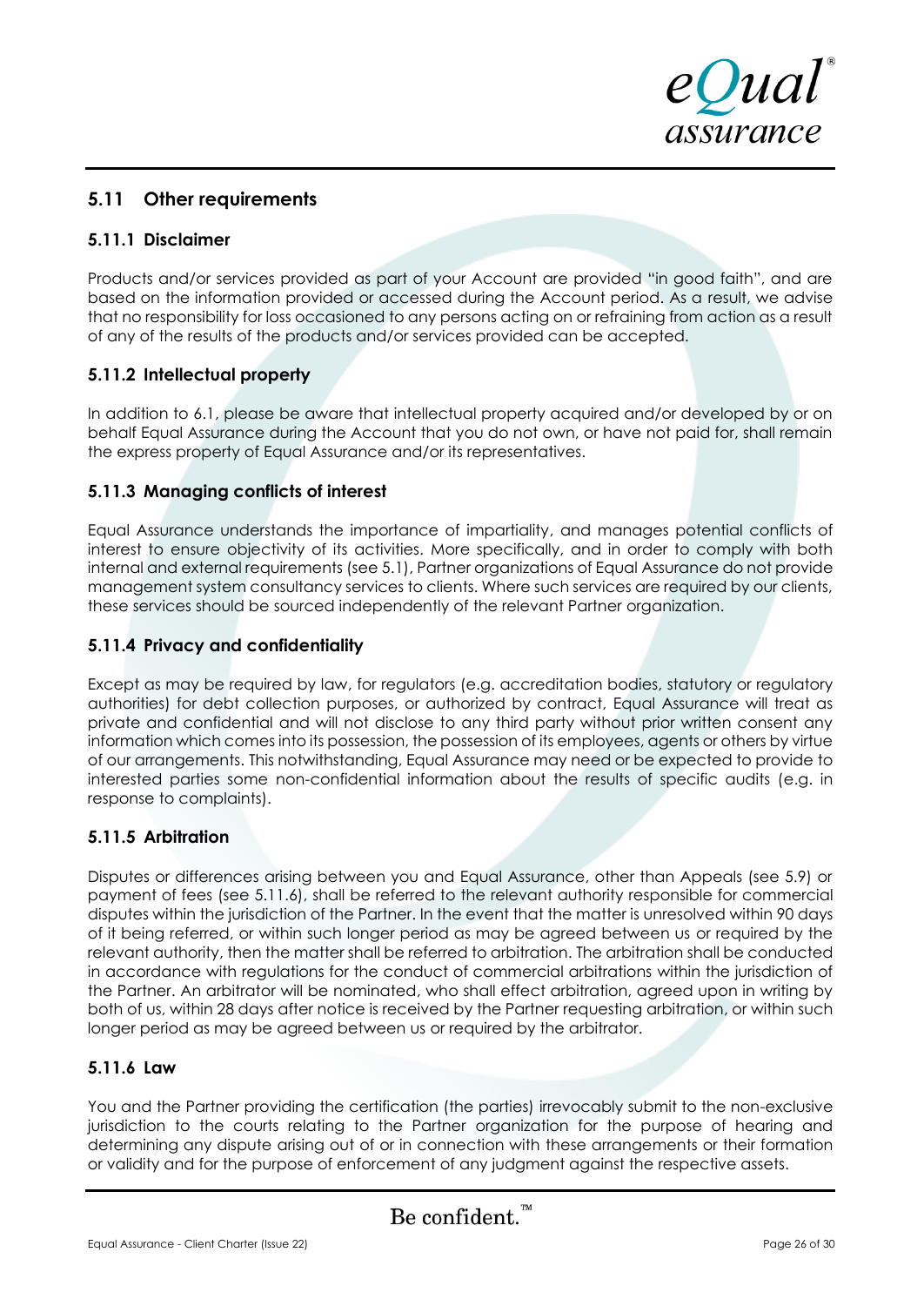## 5.11 Other requirements

### 5.11.1 Disclaimer

Products and/or services provided as part of your Account are provided "in good faith", and are based on the information provided or accessed during the Account period. As a result, we advise that no responsibility for loss occasioned to any persons acting on or refraining from action as a result of any of the results of the products and/or services provided can be accepted.

### 5.11.2 Intellectual property

In addition to 6.1, please be aware that intellectual property acquired and/or developed by or on behalf Equal Assurance during the Account that you do not own, or have not paid for, shall remain the express property of Equal Assurance and/or its representatives.

### 5.11.3 Managing conflicts of interest

Equal Assurance understands the importance of impartiality, and manages potential conflicts of interest to ensure objectivity of its activities. More specifically, and in order to comply with both internal and external requirements (see 5.1), Partner organizations of Equal Assurance do not provide management system consultancy services to clients. Where such services are required by our clients, these services should be sourced independently of the relevant Partner organization.

### 5.11.4 Privacy and confidentiality

Except as may be required by law, for regulators (e.g. accreditation bodies, statutory or regulatory authorities) for debt collection purposes, or authorized by contract, Equal Assurance will treat as private and confidential and will not disclose to any third party without prior written consent any information which comes into its possession, the possession of its employees, agents or others by virtue of our arrangements. This notwithstanding, Equal Assurance may need or be expected to provide to interested parties some non-confidential information about the results of specific audits (e.g. in response to complaints).

### 5.11.5 Arbitration

Disputes or differences arising between you and Equal Assurance, other than Appeals (see 5.9) or payment of fees (see 5.11.6), shall be referred to the relevant authority responsible for commercial disputes within the jurisdiction of the Partner. In the event that the matter is unresolved within 90 days of it being referred, or within such longer period as may be agreed between us or required by the relevant authority, then the matter shall be referred to arbitration. The arbitration shall be conducted in accordance with regulations for the conduct of commercial arbitrations within the jurisdiction of the Partner. An arbitrator will be nominated, who shall effect arbitration, agreed upon in writing by both of us, within 28 days after notice is received by the Partner requesting arbitration, or within such longer period as may be agreed between us or required by the arbitrator.

### 5.11.6 Law

You and the Partner providing the certification (the parties) irrevocably submit to the non-exclusive jurisdiction to the courts relating to the Partner organization for the purpose of hearing and determining any dispute arising out of or in connection with these arrangements or their formation or validity and for the purpose of enforcement of any judgment against the respective assets.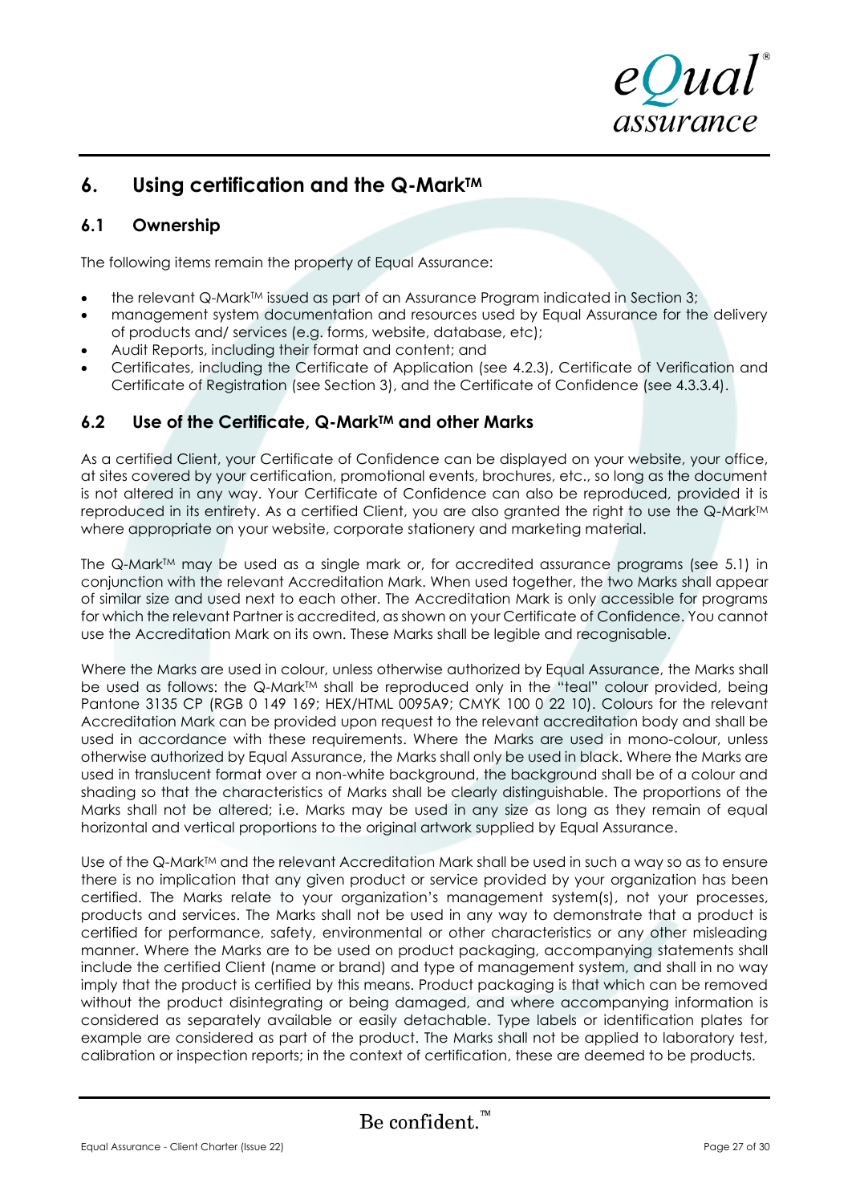## 6. Using certification and the Q-Mark™

### 6.1 Ownership

The following items remain the property of Equal Assurance:

- the relevant Q-Mark™ issued as part of an Assurance Program indicated in Section 3;
- management system documentation and resources used by Equal Assurance for the delivery of products and/ services (e.g. forms, website, database, etc);
- Audit Reports, including their format and content; and
- Certificates, including the Certificate of Application (see 4.2.3), Certificate of Verification and Certificate of Registration (see Section 3), and the Certificate of Confidence (see 4.3.3.4).

### 6.2 Use of the Certificate, Q-Mark™ and other Marks

As a certified Client, your Certificate of Confidence can be displayed on your website, your office, at sites covered by your certification, promotional events, brochures, etc., so long as the document is not altered in any way. Your Certificate of Confidence can also be reproduced, provided it is reproduced in its entirety. As a certified Client, you are also granted the right to use the Q-Mark™ where appropriate on your website, corporate stationery and marketing material.

The Q-Mark™ may be used as a single mark or, for accredited assurance programs (see 5.1) in conjunction with the relevant Accreditation Mark. When used together, the two Marks shall appear of similar size and used next to each other. The Accreditation Mark is only accessible for programs for which the relevant Partner is accredited, as shown on your Certificate of Confidence. You cannot use the Accreditation Mark on its own. These Marks shall be legible and recognisable.

Where the Marks are used in colour, unless otherwise authorized by Equal Assurance, the Marks shall be used as follows: the Q-Mark™ shall be reproduced only in the "teal" colour provided, being Pantone 3135 CP (RGB 0 149 169; HEX/HTML 0095A9; CMYK 100 0 22 10). Colours for the relevant Accreditation Mark can be provided upon request to the relevant accreditation body and shall be used in accordance with these requirements. Where the Marks are used in mono-colour, unless otherwise authorized by Equal Assurance, the Marks shall only be used in black. Where the Marks are used in translucent format over a non-white background, the background shall be of a colour and shading so that the characteristics of Marks shall be clearly distinguishable. The proportions of the Marks shall not be altered; i.e. Marks may be used in any size as long as they remain of equal horizontal and vertical proportions to the original artwork supplied by Equal Assurance.

Use of the Q-Mark™ and the relevant Accreditation Mark shall be used in such a way so as to ensure there is no implication that any given product or service provided by your organization has been certified. The Marks relate to your organization's management system(s), not your processes, products and services. The Marks shall not be used in any way to demonstrate that a product is certified for performance, safety, environmental or other characteristics or any other misleading manner. Where the Marks are to be used on product packaging, accompanying statements shall include the certified Client (name or brand) and type of management system, and shall in no way imply that the product is certified by this means. Product packaging is that which can be removed without the product disintegrating or being damaged, and where accompanying information is considered as separately available or easily detachable. Type labels or identification plates for example are considered as part of the product. The Marks shall not be applied to laboratory test, calibration or inspection reports; in the context of certification, these are deemed to be products.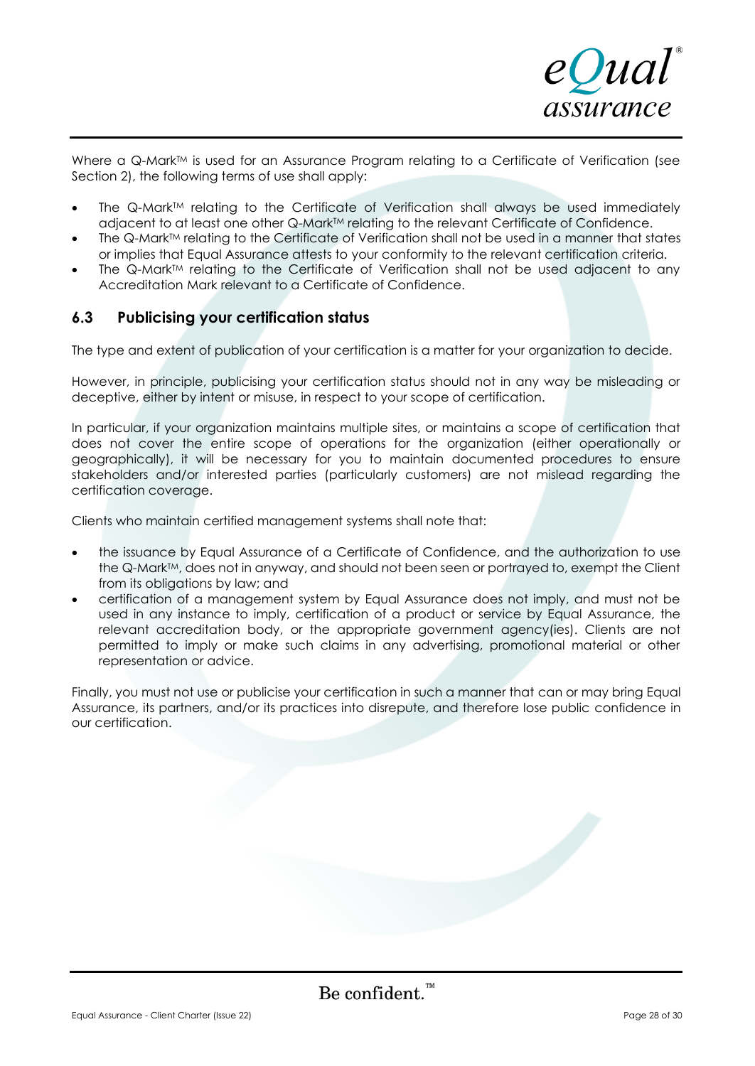Where a Q-Mark™ is used for an Assurance Program relating to a Certificate of Verification (see Section 2), the following terms of use shall apply:

- The Q-Mark™ relating to the Certificate of Verification shall always be used immediately adjacent to at least one other Q-Mark™ relating to the relevant Certificate of Confidence.
- The Q-Mark™ relating to the Certificate of Verification shall not be used in a manner that states or implies that Equal Assurance attests to your conformity to the relevant certification criteria.
- The Q-Mark™ relating to the Certificate of Verification shall not be used adjacent to any Accreditation Mark relevant to a Certificate of Confidence.

## 6.3 Publicising your certification status

The type and extent of publication of your certification is a matter for your organization to decide.

However, in principle, publicising your certification status should not in any way be misleading or deceptive, either by intent or misuse, in respect to your scope of certification.

In particular, if your organization maintains multiple sites, or maintains a scope of certification that does not cover the entire scope of operations for the organization (either operationally or geographically), it will be necessary for you to maintain documented procedures to ensure stakeholders and/or interested parties (particularly customers) are not mislead regarding the certification coverage.

Clients who maintain certified management systems shall note that:

- the issuance by Equal Assurance of a Certificate of Confidence, and the authorization to use the Q-Mark™, does not in anyway, and should not been seen or portrayed to, exempt the Client from its obligations by law; and
- certification of a management system by Equal Assurance does not imply, and must not be used in any instance to imply, certification of a product or service by Equal Assurance, the relevant accreditation body, or the appropriate government agency(ies). Clients are not permitted to imply or make such claims in any advertising, promotional material or other representation or advice.

Finally, you must not use or publicise your certification in such a manner that can or may bring Equal Assurance, its partners, and/or its practices into disrepute, and therefore lose public confidence in our certification.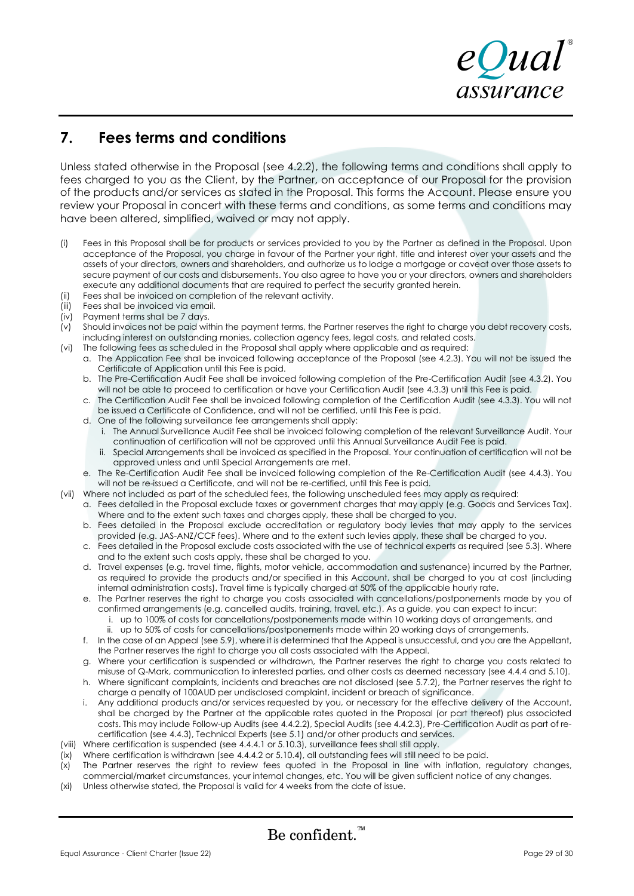## 7. Fees terms and conditions

Unless stated otherwise in the Proposal (see 4.2.2), the following terms and conditions shall apply to fees charged to you as the Client, by the Partner, on acceptance of our Proposal for the provision of the products and/or services as stated in the Proposal. This forms the Account. Please ensure you review your Proposal in concert with these terms and conditions, as some terms and conditions may have been altered, simplified, waived or may not apply.

(i) Fees in this Proposal shall be for products or services provided to you by the Partner as defined in the Proposal. Upon acceptance of the Proposal, you charge in favour of the Partner your right, title and interest over your assets and the assets of your directors, owners and shareholders, and authorize us to lodge a mortgage or caveat over those assets to secure payment of our costs and disbursements. You also agree to have you or your directors, owners and shareholders execute any additional documents that are required to perfect the security granted herein.

(ii) Fees shall be invoiced on completion of the relevant activity.

(iii) Fees shall be invoiced via email.

(iv) Payment terms shall be 7 days.

(v) Should invoices not be paid within the payment terms, the Partner reserves the right to charge you debt recovery costs, including interest on outstanding monies, collection agency fees, legal costs, and related costs.

(vi) The following fees as scheduled in the Proposal shall apply where applicable and as required:

  a. The Application Fee shall be invoiced following acceptance of the Proposal (see 4.2.3). You will not be issued the Certificate of Application until this Fee is paid.
  b. The Pre-Certification Audit Fee shall be invoiced following completion of the Pre-Certification Audit (see 4.3.2). You will not be able to proceed to certification or have your Certification Audit (see 4.3.3) until this Fee is paid.
  c. The Certification Audit Fee shall be invoiced following completion of the Certification Audit (see 4.3.3). You will not be issued a Certificate of Confidence, and will not be certified, until this Fee is paid.
  d. One of the following surveillance fee arrangements shall apply:
     i. The Annual Surveillance Audit Fee shall be invoiced following completion of the relevant Surveillance Audit. Your continuation of certification will not be approved until this Annual Surveillance Audit Fee is paid.
     ii. Special Arrangements shall be invoiced as specified in the Proposal. Your continuation of certification will not be approved unless and until Special Arrangements are met.
  e. The Re-Certification Audit Fee shall be invoiced following completion of the Re-Certification Audit (see 4.4.3). You will not be re-issued a Certificate, and will not be re-certified, until this Fee is paid.

(vii) Where not included as part of the scheduled fees, the following unscheduled fees may apply as required:

  a. Fees detailed in the Proposal exclude taxes or government charges that may apply (e.g. Goods and Services Tax). Where and to the extent such taxes and charges apply, these shall be charged to you.
  b. Fees detailed in the Proposal exclude accreditation or regulatory body levies that may apply to the services provided (e.g. JAS-ANZ/CCF fees). Where and to the extent such levies apply, these shall be charged to you.
  c. Fees detailed in the Proposal exclude costs associated with the use of technical experts as required (see 5.3). Where and to the extent such costs apply, these shall be charged to you.
  d. Travel expenses (e.g. travel time, flights, motor vehicle, accommodation and sustenance) incurred by the Partner, as required to provide the products and/or specified in this Account, shall be charged to you at cost (including internal administration costs). Travel time is typically charged at 50% of the applicable hourly rate.
  e. The Partner reserves the right to charge you costs associated with cancellations/postponements made by you of confirmed arrangements (e.g. cancelled audits, training, travel, etc.). As a guide, you can expect to incur:
     i. up to 100% of costs for cancellations/postponements made within 10 working days of arrangements, and
     ii. up to 50% of costs for cancellations/postponements made within 20 working days of arrangements.
  f. In the case of an Appeal (see 5.9), where it is determined that the Appeal is unsuccessful, and you are the Appellant, the Partner reserves the right to charge you all costs associated with the Appeal.
  g. Where your certification is suspended or withdrawn, the Partner reserves the right to charge you costs related to misuse of Q-Mark, communication to interested parties, and other costs as deemed necessary (see 4.4.4 and 5.10).
  h. Where significant complaints, incidents and breaches are not disclosed (see 5.7.2), the Partner reserves the right to charge a penalty of 100AUD per undisclosed complaint, incident or breach of significance.
  i. Any additional products and/or services requested by you, or necessary for the effective delivery of the Account, shall be charged by the Partner at the applicable rates quoted in the Proposal (or part thereof) plus associated costs. This may include Follow-up Audits (see 4.4.2.2), Special Audits (see 4.4.2.3), Pre-Certification Audit as part of re-certification (see 4.4.3), Technical Experts (see 5.1) and/or other products and services.

(viii) Where certification is suspended (see 4.4.4.1 or 5.10.3), surveillance fees shall still apply.

(ix) Where certification is withdrawn (see 4.4.4.2 or 5.10.4), all outstanding fees will still need to be paid.

(x) The Partner reserves the right to review fees quoted in the Proposal in line with inflation, regulatory changes, commercial/market circumstances, your internal changes, etc. You will be given sufficient notice of any changes.

(xi) Unless otherwise stated, the Proposal is valid for 4 weeks from the date of issue.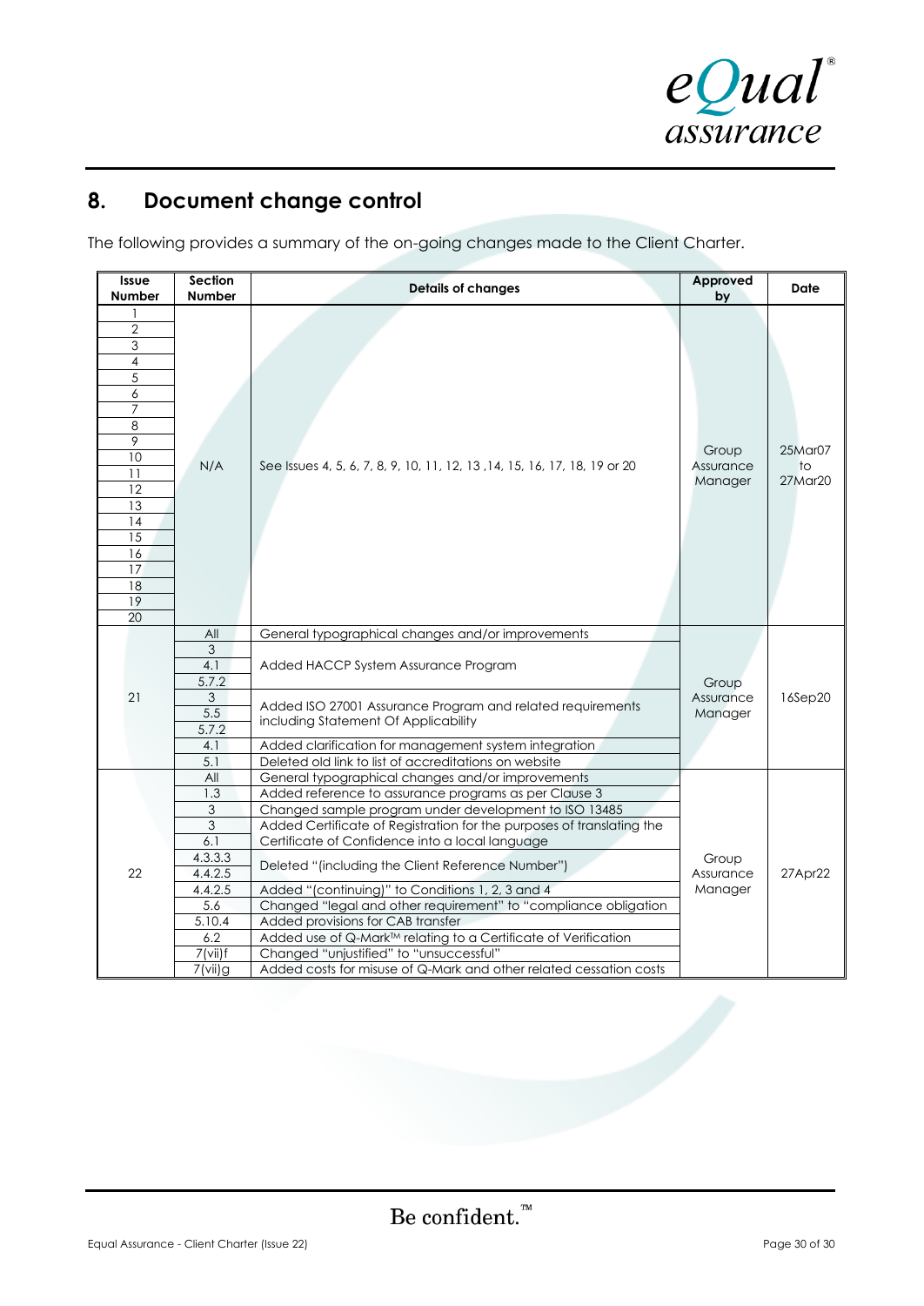## 8. Document change control

The following provides a summary of the on-going changes made to the Client Charter.

| Issue Number | Section Number | Details of changes | Approved by | Date |
|---|---|---|---|---|
| 1 | N/A | See Issues 4, 5, 6, 7, 8, 9, 10, 11, 12, 13 ,14, 15, 16, 17, 18, 19 or 20 | Group Assurance Manager | 25Mar07 to 27Mar20 |
| 2 | | | | |
| 3 | | | | |
| 4 | | | | |
| 5 | | | | |
| 6 | | | | |
| 7 | | | | |
| 8 | | | | |
| 9 | | | | |
| 10 | | | | |
| 11 | | | | |
| 12 | | | | |
| 13 | | | | |
| 14 | | | | |
| 15 | | | | |
| 16 | | | | |
| 17 | | | | |
| 18 | | | | |
| 19 | | | | |
| 20 | | | | |
| 21 | All | General typographical changes and/or improvements | Group Assurance Manager | 16Sep20 |
| | 3 | Added HACCP System Assurance Program | | |
| | 4.1 | | | |
| | 5.7.2 | | | |
| | 3 | Added ISO 27001 Assurance Program and related requirements including Statement Of Applicability | | |
| | 5.5 | | | |
| | 5.7.2 | | | |
| | 4.1 | Added clarification for management system integration | | |
| | 5.1 | Deleted old link to list of accreditations on website | | |
| 22 | All | General typographical changes and/or improvements | Group Assurance Manager | 27Apr22 |
| | 1.3 | Added reference to assurance programs as per Clause 3 | | |
| | 3 | Changed sample program under development to ISO 13485 | | |
| | 3 | Added Certificate of Registration for the purposes of translating the Certificate of Confidence into a local language | | |
| | 6.1 | | | |
| | 4.3.3.3 | Deleted "(including the Client Reference Number") | | |
| | 4.4.2.5 | | | |
| | 4.4.2.5 | Added "(continuing)" to Conditions 1, 2, 3 and 4 | | |
| | 5.6 | Changed "legal and other requirement" to "compliance obligation | | |
| | 5.10.4 | Added provisions for CAB transfer | | |
| | 6.2 | Added use of Q-Mark™ relating to a Certificate of Verification | | |
| | 7(vii)f | Changed "unjustified" to "unsuccessful" | | |
| | 7(vii)g | Added costs for misuse of Q-Mark and other related cessation costs | | |

Be confident.™